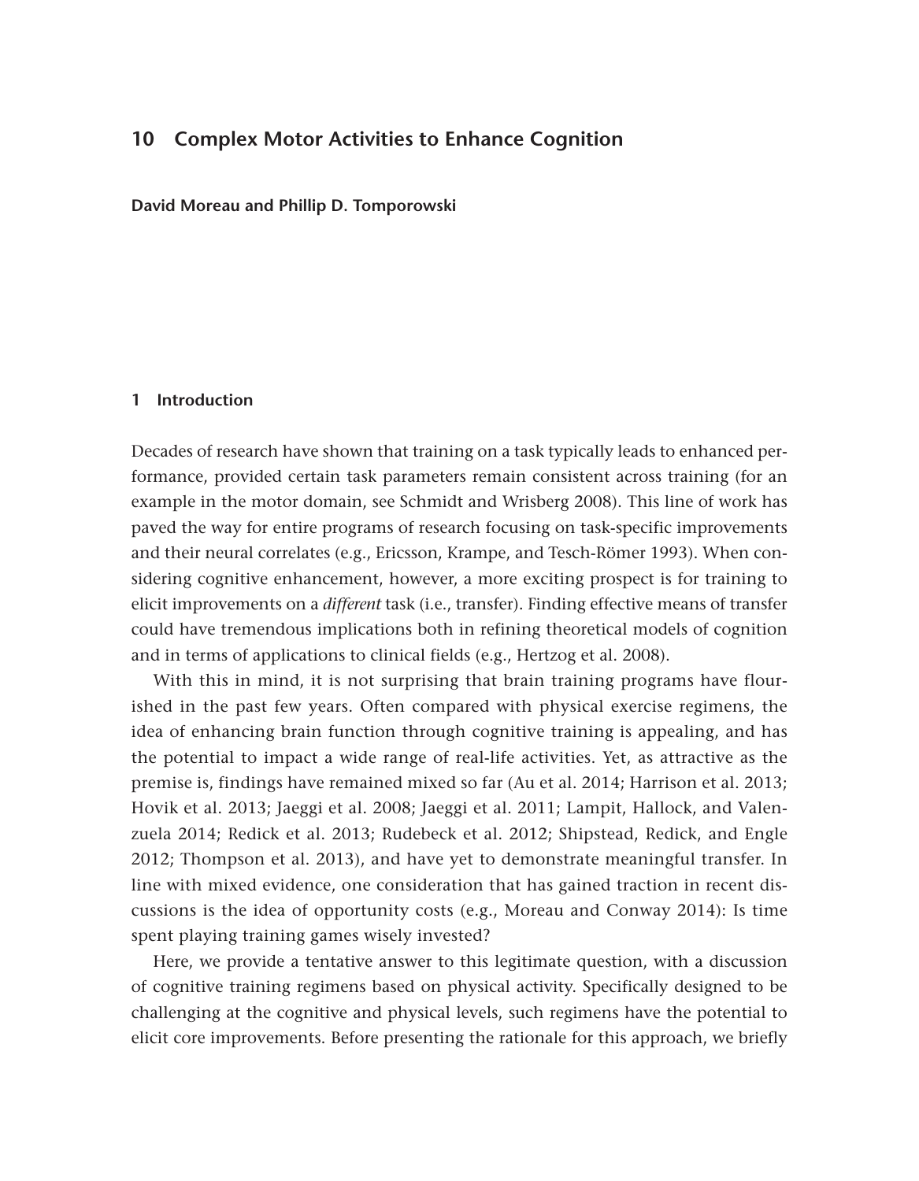# 10 Complex Motor Activities to Enhance Cognition

**David Moreau and Phillip D. Tomporowski**

## 1 Introduction

Decades of research have shown that training on a task typically leads to enhanced performance, provided certain task parameters remain consistent across training (for an example in the motor domain, see Schmidt and Wrisberg 2008). This line of work has paved the way for entire programs of research focusing on task-specific improvements and their neural correlates (e.g., Ericsson, Krampe, and Tesch-Römer 1993). When considering cognitive enhancement, however, a more exciting prospect is for training to elicit improvements on a *different* task (i.e., transfer). Finding effective means of transfer could have tremendous implications both in refining theoretical models of cognition and in terms of applications to clinical fields (e.g., Hertzog et al. 2008).

With this in mind, it is not surprising that brain training programs have flourished in the past few years. Often compared with physical exercise regimens, the idea of enhancing brain function through cognitive training is appealing, and has the potential to impact a wide range of real-life activities. Yet, as attractive as the premise is, findings have remained mixed so far (Au et al. 2014; Harrison et al. 2013; Hovik et al. 2013; Jaeggi et al. 2008; Jaeggi et al. 2011; Lampit, Hallock, and Valenzuela 2014; Redick et al. 2013; Rudebeck et al. 2012; Shipstead, Redick, and Engle 2012; Thompson et al. 2013), and have yet to demonstrate meaningful transfer. In line with mixed evidence, one consideration that has gained traction in recent discussions is the idea of opportunity costs (e.g., Moreau and Conway 2014): Is time spent playing training games wisely invested?

Here, we provide a tentative answer to this legitimate question, with a discussion of cognitive training regimens based on physical activity. Specifically designed to be challenging at the cognitive and physical levels, such regimens have the potential to elicit core improvements. Before presenting the rationale for this approach, we briefly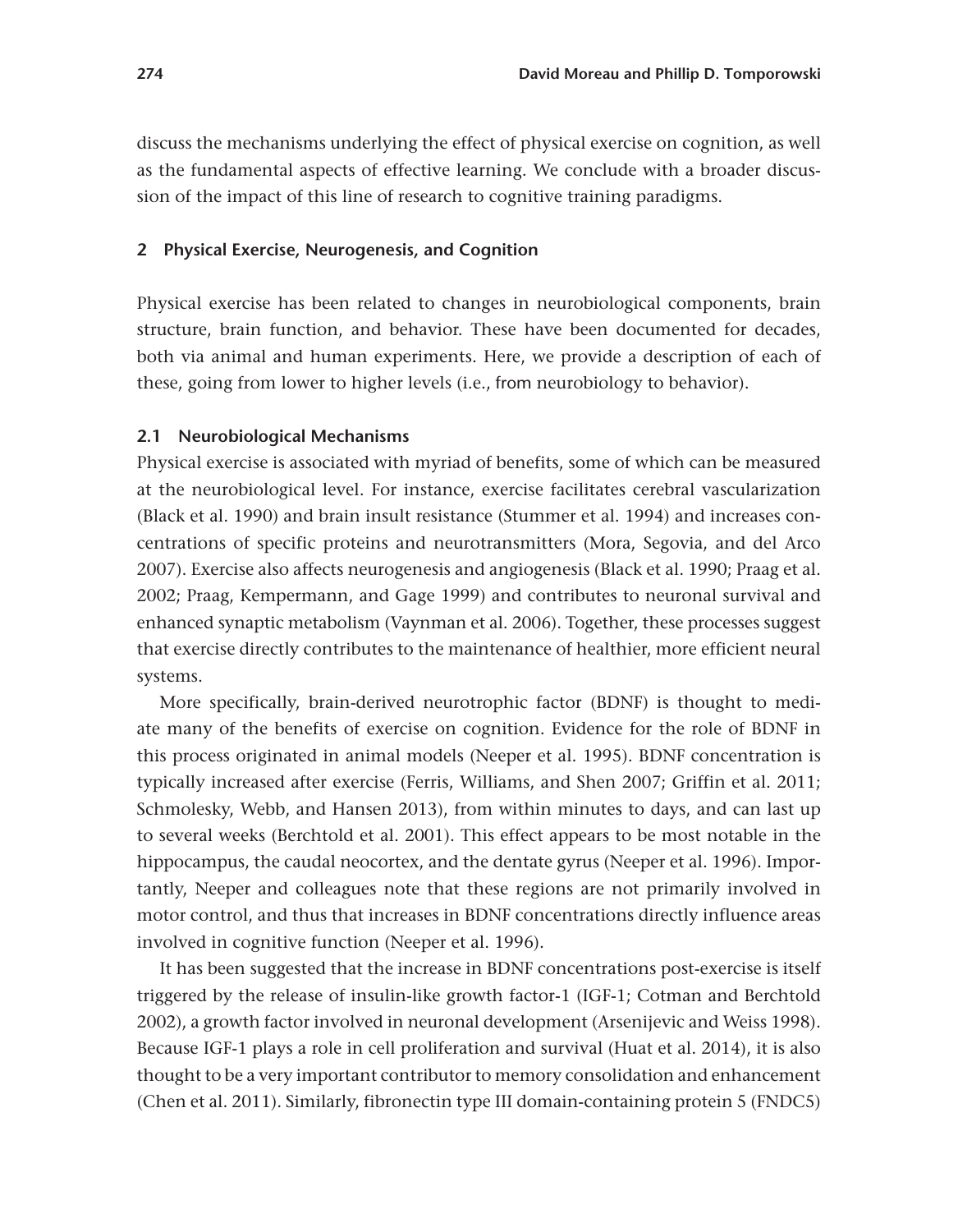discuss the mechanisms underlying the effect of physical exercise on cognition, as well as the fundamental aspects of effective learning. We conclude with a broader discussion of the impact of this line of research to cognitive training paradigms.

## 2 Physical Exercise, Neurogenesis, and Cognition

Physical exercise has been related to changes in neurobiological components, brain structure, brain function, and behavior. These have been documented for decades, both via animal and human experiments. Here, we provide a description of each of these, going from lower to higher levels (i.e., from neurobiology to behavior).

### 2.1 Neurobiological Mechanisms

Physical exercise is associated with myriad of benefits, some of which can be measured at the neurobiological level. For instance, exercise facilitates cerebral vascularization (Black et al. 1990) and brain insult resistance (Stummer et al. 1994) and increases concentrations of specific proteins and neurotransmitters (Mora, Segovia, and del Arco 2007). Exercise also affects neurogenesis and angiogenesis (Black et al. 1990; Praag et al. 2002; Praag, Kempermann, and Gage 1999) and contributes to neuronal survival and enhanced synaptic metabolism (Vaynman et al. 2006). Together, these processes suggest that exercise directly contributes to the maintenance of healthier, more efficient neural systems.

More specifically, brain-derived neurotrophic factor (BDNF) is thought to mediate many of the benefits of exercise on cognition. Evidence for the role of BDNF in this process originated in animal models (Neeper et al. 1995). BDNF concentration is typically increased after exercise (Ferris, Williams, and Shen 2007; Griffin et al. 2011; Schmolesky, Webb, and Hansen 2013), from within minutes to days, and can last up to several weeks (Berchtold et al. 2001). This effect appears to be most notable in the hippocampus, the caudal neocortex, and the dentate gyrus (Neeper et al. 1996). Importantly, Neeper and colleagues note that these regions are not primarily involved in motor control, and thus that increases in BDNF concentrations directly influence areas involved in cognitive function (Neeper et al. 1996).

It has been suggested that the increase in BDNF concentrations post-exercise is itself triggered by the release of insulin-like growth factor-1 (IGF-1; Cotman and Berchtold 2002), a growth factor involved in neuronal development (Arsenijevic and Weiss 1998). Because IGF-1 plays a role in cell proliferation and survival (Huat et al. 2014), it is also thought to be a very important contributor to memory consolidation and enhancement (Chen et al. 2011). Similarly, fibronectin type III domain-containing protein 5 (FNDC5)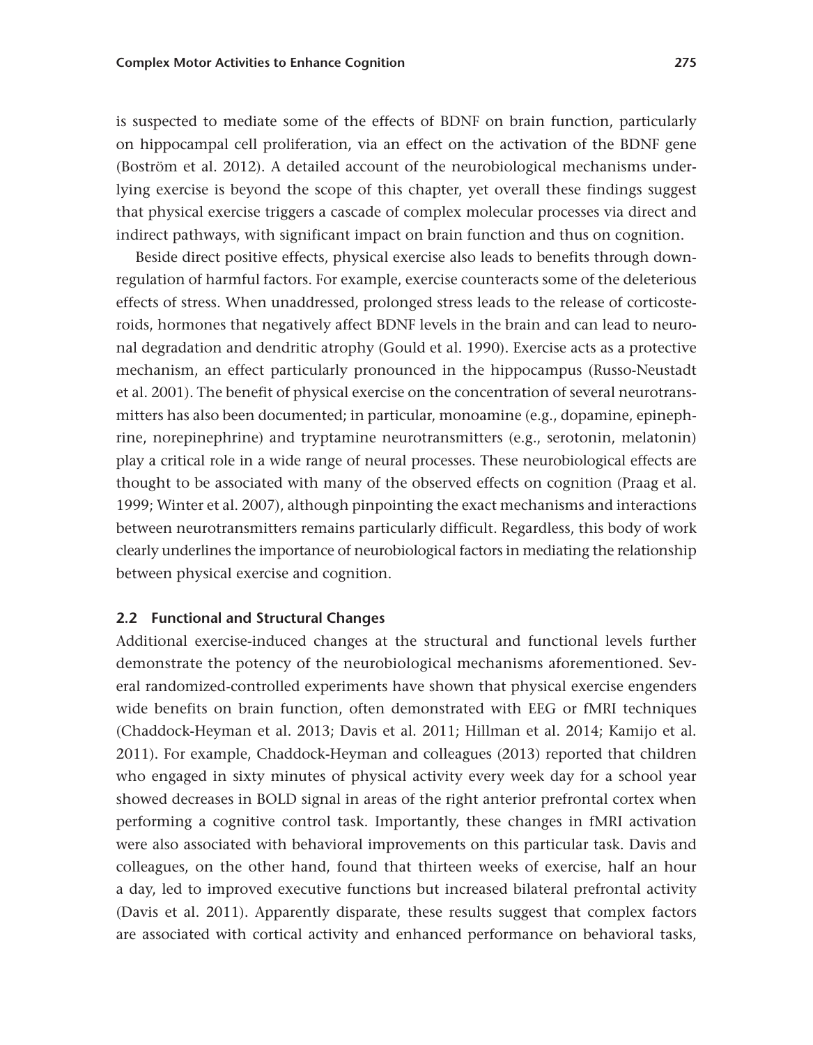is suspected to mediate some of the effects of BDNF on brain function, particularly on hippocampal cell proliferation, via an effect on the activation of the BDNF gene (Boström et al. 2012). A detailed account of the neurobiological mechanisms underlying exercise is beyond the scope of this chapter, yet overall these findings suggest that physical exercise triggers a cascade of complex molecular processes via direct and indirect pathways, with significant impact on brain function and thus on cognition.

Beside direct positive effects, physical exercise also leads to benefits through down-regulation of harmful factors. For example, exercise counteracts some of the deleterious effects of stress. When unaddressed, prolonged stress leads to the release of corticosteroids, hormones that negatively affect BDNF levels in the brain and can lead to neuronal degradation and dendritic atrophy (Gould et al. 1990). Exercise acts as a protective mechanism, an effect particularly pronounced in the hippocampus (Russo-Neustadt et al. 2001). The benefit of physical exercise on the concentration of several neurotransmitters has also been documented; in particular, monoamine (e.g., dopamine, epinephrine, norepinephrine) and tryptamine neurotransmitters (e.g., serotonin, melatonin) play a critical role in a wide range of neural processes. These neurobiological effects are thought to be associated with many of the observed effects on cognition (Praag et al. 1999; Winter et al. 2007), although pinpointing the exact mechanisms and interactions between neurotransmitters remains particularly difficult. Regardless, this body of work clearly underlines the importance of neurobiological factors in mediating the relationship between physical exercise and cognition.

### 2.2 Functional and Structural Changes

Additional exercise-induced changes at the structural and functional levels further demonstrate the potency of the neurobiological mechanisms aforementioned. Several randomized-controlled experiments have shown that physical exercise engenders wide benefits on brain function, often demonstrated with EEG or fMRI techniques (Chaddock-Heyman et al. 2013; Davis et al. 2011; Hillman et al. 2014; Kamijo et al. 2011). For example, Chaddock-Heyman and colleagues (2013) reported that children who engaged in sixty minutes of physical activity every week day for a school year showed decreases in BOLD signal in areas of the right anterior prefrontal cortex when performing a cognitive control task. Importantly, these changes in fMRI activation were also associated with behavioral improvements on this particular task. Davis and colleagues, on the other hand, found that thirteen weeks of exercise, half an hour a day, led to improved executive functions but increased bilateral prefrontal activity (Davis et al. 2011). Apparently disparate, these results suggest that complex factors are associated with cortical activity and enhanced performance on behavioral tasks,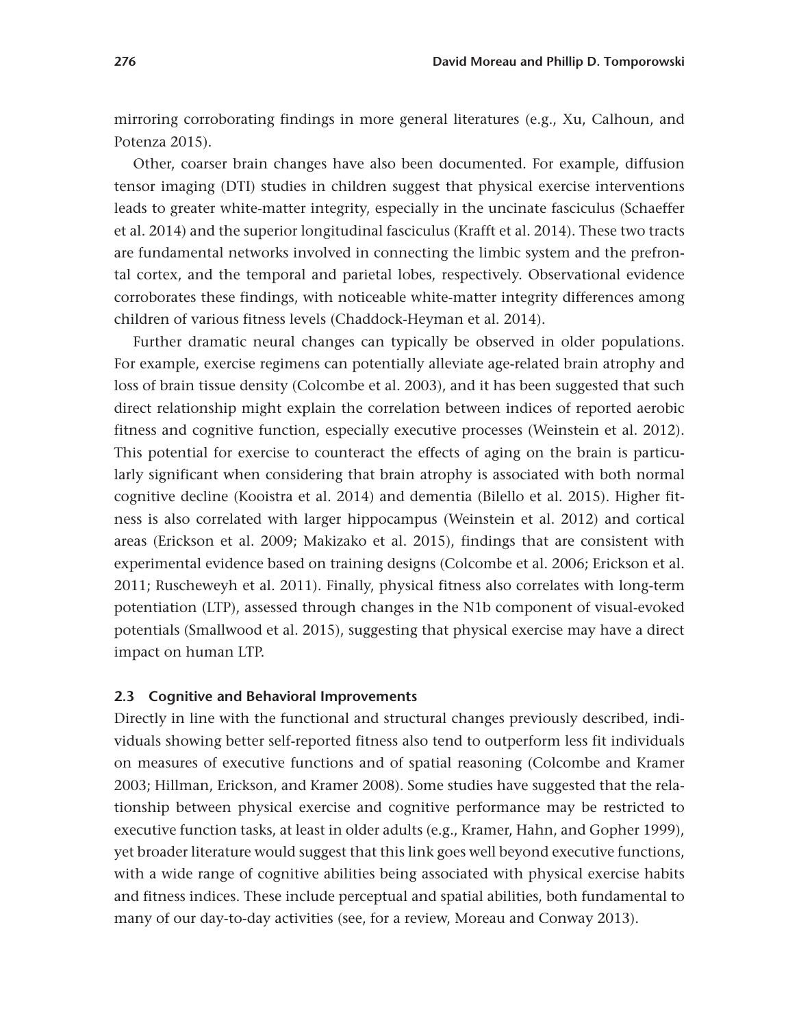mirroring corroborating findings in more general literatures (e.g., Xu, Calhoun, and Potenza 2015).

Other, coarser brain changes have also been documented. For example, diffusion tensor imaging (DTI) studies in children suggest that physical exercise interventions leads to greater white-matter integrity, especially in the uncinate fasciculus (Schaeffer et al. 2014) and the superior longitudinal fasciculus (Krafft et al. 2014). These two tracts are fundamental networks involved in connecting the limbic system and the prefrontal cortex, and the temporal and parietal lobes, respectively. Observational evidence corroborates these findings, with noticeable white-matter integrity differences among children of various fitness levels (Chaddock-Heyman et al. 2014).

Further dramatic neural changes can typically be observed in older populations. For example, exercise regimens can potentially alleviate age-related brain atrophy and loss of brain tissue density (Colcombe et al. 2003), and it has been suggested that such direct relationship might explain the correlation between indices of reported aerobic fitness and cognitive function, especially executive processes (Weinstein et al. 2012). This potential for exercise to counteract the effects of aging on the brain is particularly significant when considering that brain atrophy is associated with both normal cognitive decline (Kooistra et al. 2014) and dementia (Bilello et al. 2015). Higher fitness is also correlated with larger hippocampus (Weinstein et al. 2012) and cortical areas (Erickson et al. 2009; Makizako et al. 2015), findings that are consistent with experimental evidence based on training designs (Colcombe et al. 2006; Erickson et al. 2011; Ruscheweyh et al. 2011). Finally, physical fitness also correlates with long-term potentiation (LTP), assessed through changes in the N1b component of visual-evoked potentials (Smallwood et al. 2015), suggesting that physical exercise may have a direct impact on human LTP.

### 2.3 Cognitive and Behavioral Improvements

Directly in line with the functional and structural changes previously described, individuals showing better self-reported fitness also tend to outperform less fit individuals on measures of executive functions and of spatial reasoning (Colcombe and Kramer 2003; Hillman, Erickson, and Kramer 2008). Some studies have suggested that the relationship between physical exercise and cognitive performance may be restricted to executive function tasks, at least in older adults (e.g., Kramer, Hahn, and Gopher 1999), yet broader literature would suggest that this link goes well beyond executive functions, with a wide range of cognitive abilities being associated with physical exercise habits and fitness indices. These include perceptual and spatial abilities, both fundamental to many of our day-to-day activities (see, for a review, Moreau and Conway 2013).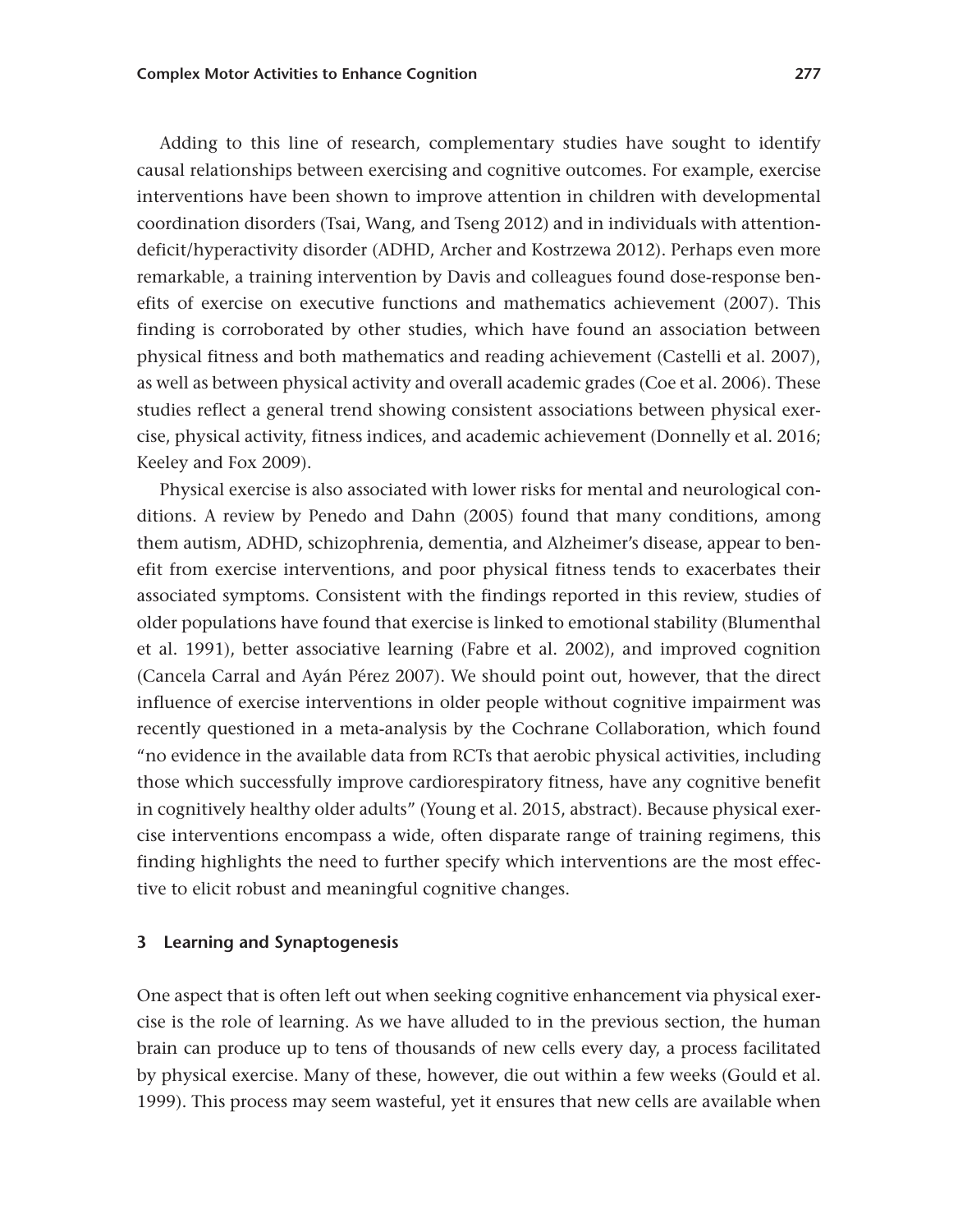Adding to this line of research, complementary studies have sought to identify causal relationships between exercising and cognitive outcomes. For example, exercise interventions have been shown to improve attention in children with developmental coordination disorders (Tsai, Wang, and Tseng 2012) and in individuals with attention-deficit/hyperactivity disorder (ADHD, Archer and Kostrzewa 2012). Perhaps even more remarkable, a training intervention by Davis and colleagues found dose-response benefits of exercise on executive functions and mathematics achievement (2007). This finding is corroborated by other studies, which have found an association between physical fitness and both mathematics and reading achievement (Castelli et al. 2007), as well as between physical activity and overall academic grades (Coe et al. 2006). These studies reflect a general trend showing consistent associations between physical exercise, physical activity, fitness indices, and academic achievement (Donnelly et al. 2016; Keeley and Fox 2009).

Physical exercise is also associated with lower risks for mental and neurological conditions. A review by Penedo and Dahn (2005) found that many conditions, among them autism, ADHD, schizophrenia, dementia, and Alzheimer's disease, appear to benefit from exercise interventions, and poor physical fitness tends to exacerbates their associated symptoms. Consistent with the findings reported in this review, studies of older populations have found that exercise is linked to emotional stability (Blumenthal et al. 1991), better associative learning (Fabre et al. 2002), and improved cognition (Cancela Carral and Ayán Pérez 2007). We should point out, however, that the direct influence of exercise interventions in older people without cognitive impairment was recently questioned in a meta-analysis by the Cochrane Collaboration, which found "no evidence in the available data from RCTs that aerobic physical activities, including those which successfully improve cardiorespiratory fitness, have any cognitive benefit in cognitively healthy older adults" (Young et al. 2015, abstract). Because physical exercise interventions encompass a wide, often disparate range of training regimens, this finding highlights the need to further specify which interventions are the most effective to elicit robust and meaningful cognitive changes.

## 3 Learning and Synaptogenesis

One aspect that is often left out when seeking cognitive enhancement via physical exercise is the role of learning. As we have alluded to in the previous section, the human brain can produce up to tens of thousands of new cells every day, a process facilitated by physical exercise. Many of these, however, die out within a few weeks (Gould et al. 1999). This process may seem wasteful, yet it ensures that new cells are available when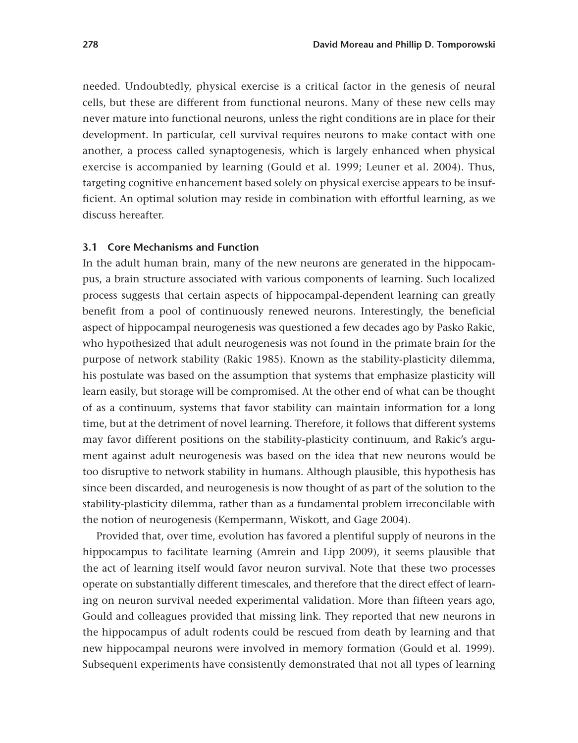needed. Undoubtedly, physical exercise is a critical factor in the genesis of neural cells, but these are different from functional neurons. Many of these new cells may never mature into functional neurons, unless the right conditions are in place for their development. In particular, cell survival requires neurons to make contact with one another, a process called synaptogenesis, which is largely enhanced when physical exercise is accompanied by learning (Gould et al. 1999; Leuner et al. 2004). Thus, targeting cognitive enhancement based solely on physical exercise appears to be insufficient. An optimal solution may reside in combination with effortful learning, as we discuss hereafter.

### 3.1 Core Mechanisms and Function

In the adult human brain, many of the new neurons are generated in the hippocampus, a brain structure associated with various components of learning. Such localized process suggests that certain aspects of hippocampal-dependent learning can greatly benefit from a pool of continuously renewed neurons. Interestingly, the beneficial aspect of hippocampal neurogenesis was questioned a few decades ago by Pasko Rakic, who hypothesized that adult neurogenesis was not found in the primate brain for the purpose of network stability (Rakic 1985). Known as the stability-plasticity dilemma, his postulate was based on the assumption that systems that emphasize plasticity will learn easily, but storage will be compromised. At the other end of what can be thought of as a continuum, systems that favor stability can maintain information for a long time, but at the detriment of novel learning. Therefore, it follows that different systems may favor different positions on the stability-plasticity continuum, and Rakic's argument against adult neurogenesis was based on the idea that new neurons would be too disruptive to network stability in humans. Although plausible, this hypothesis has since been discarded, and neurogenesis is now thought of as part of the solution to the stability-plasticity dilemma, rather than as a fundamental problem irreconcilable with the notion of neurogenesis (Kempermann, Wiskott, and Gage 2004).

Provided that, over time, evolution has favored a plentiful supply of neurons in the hippocampus to facilitate learning (Amrein and Lipp 2009), it seems plausible that the act of learning itself would favor neuron survival. Note that these two processes operate on substantially different timescales, and therefore that the direct effect of learning on neuron survival needed experimental validation. More than fifteen years ago, Gould and colleagues provided that missing link. They reported that new neurons in the hippocampus of adult rodents could be rescued from death by learning and that new hippocampal neurons were involved in memory formation (Gould et al. 1999). Subsequent experiments have consistently demonstrated that not all types of learning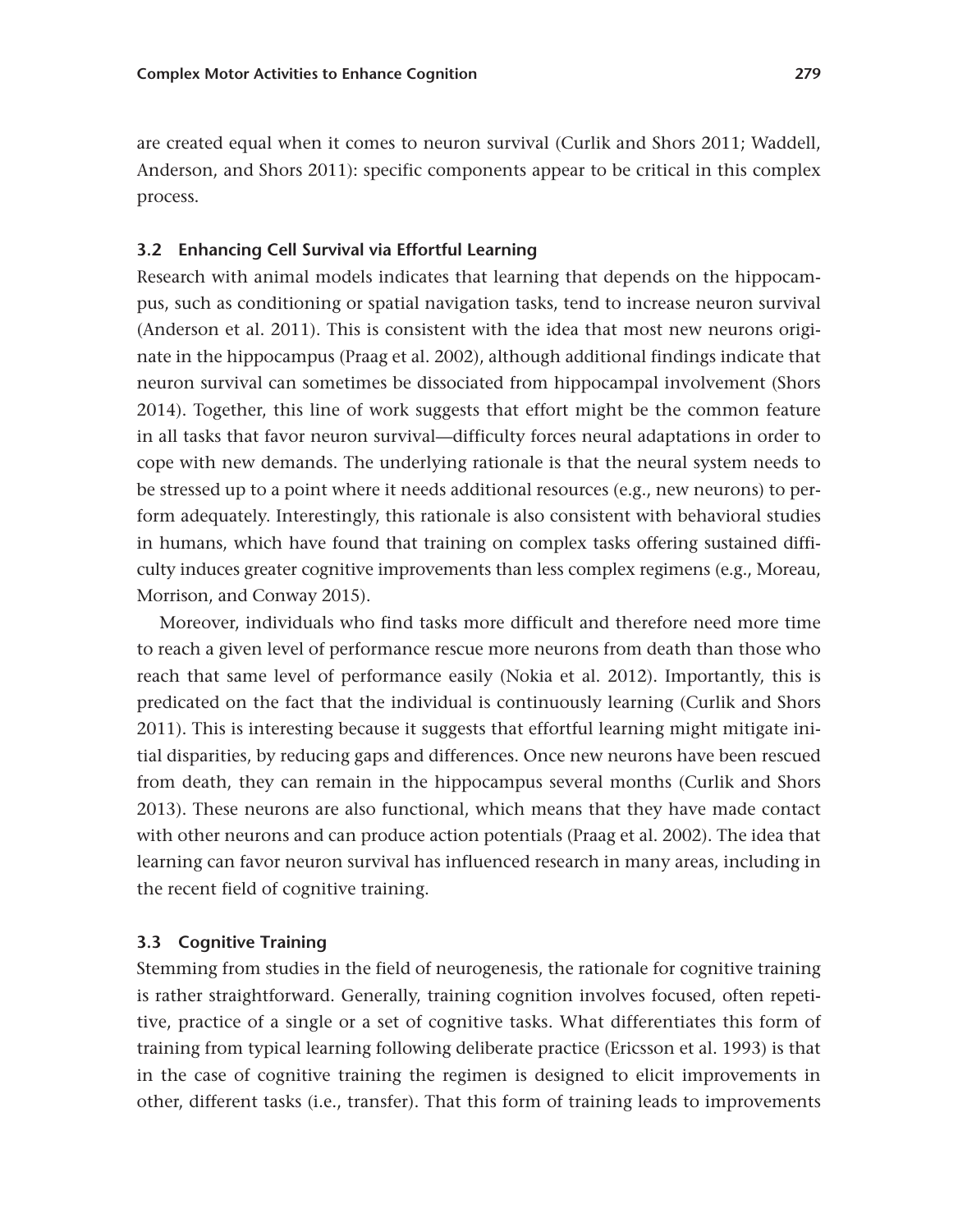are created equal when it comes to neuron survival (Curlik and Shors 2011; Waddell, Anderson, and Shors 2011): specific components appear to be critical in this complex process.

### 3.2 Enhancing Cell Survival via Effortful Learning

Research with animal models indicates that learning that depends on the hippocampus, such as conditioning or spatial navigation tasks, tend to increase neuron survival (Anderson et al. 2011). This is consistent with the idea that most new neurons originate in the hippocampus (Praag et al. 2002), although additional findings indicate that neuron survival can sometimes be dissociated from hippocampal involvement (Shors 2014). Together, this line of work suggests that effort might be the common feature in all tasks that favor neuron survival—difficulty forces neural adaptations in order to cope with new demands. The underlying rationale is that the neural system needs to be stressed up to a point where it needs additional resources (e.g., new neurons) to perform adequately. Interestingly, this rationale is also consistent with behavioral studies in humans, which have found that training on complex tasks offering sustained difficulty induces greater cognitive improvements than less complex regimens (e.g., Moreau, Morrison, and Conway 2015).

Moreover, individuals who find tasks more difficult and therefore need more time to reach a given level of performance rescue more neurons from death than those who reach that same level of performance easily (Nokia et al. 2012). Importantly, this is predicated on the fact that the individual is continuously learning (Curlik and Shors 2011). This is interesting because it suggests that effortful learning might mitigate initial disparities, by reducing gaps and differences. Once new neurons have been rescued from death, they can remain in the hippocampus several months (Curlik and Shors 2013). These neurons are also functional, which means that they have made contact with other neurons and can produce action potentials (Praag et al. 2002). The idea that learning can favor neuron survival has influenced research in many areas, including in the recent field of cognitive training.

### 3.3 Cognitive Training

Stemming from studies in the field of neurogenesis, the rationale for cognitive training is rather straightforward. Generally, training cognition involves focused, often repetitive, practice of a single or a set of cognitive tasks. What differentiates this form of training from typical learning following deliberate practice (Ericsson et al. 1993) is that in the case of cognitive training the regimen is designed to elicit improvements in other, different tasks (i.e., transfer). That this form of training leads to improvements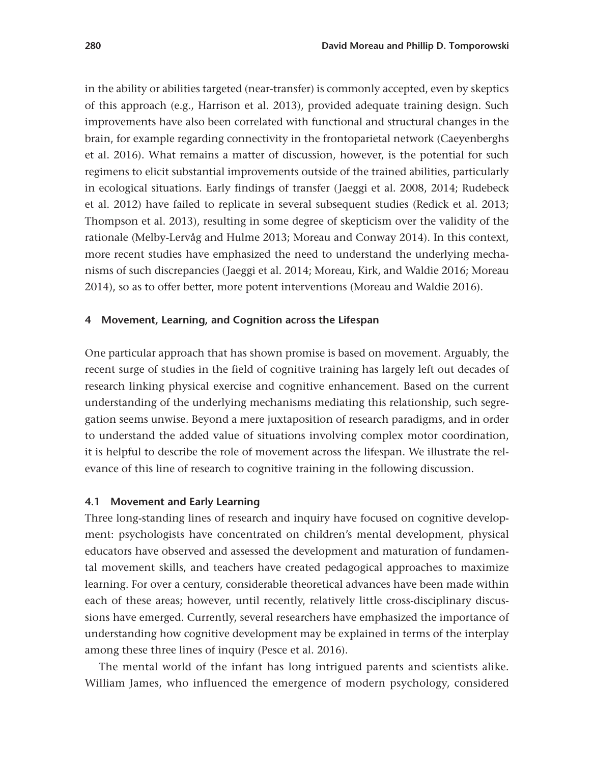in the ability or abilities targeted (near-transfer) is commonly accepted, even by skeptics of this approach (e.g., Harrison et al. 2013), provided adequate training design. Such improvements have also been correlated with functional and structural changes in the brain, for example regarding connectivity in the frontoparietal network (Caeyenberghs et al. 2016). What remains a matter of discussion, however, is the potential for such regimens to elicit substantial improvements outside of the trained abilities, particularly in ecological situations. Early findings of transfer (Jaeggi et al. 2008, 2014; Rudebeck et al. 2012) have failed to replicate in several subsequent studies (Redick et al. 2013; Thompson et al. 2013), resulting in some degree of skepticism over the validity of the rationale (Melby-Lervåg and Hulme 2013; Moreau and Conway 2014). In this context, more recent studies have emphasized the need to understand the underlying mechanisms of such discrepancies (Jaeggi et al. 2014; Moreau, Kirk, and Waldie 2016; Moreau 2014), so as to offer better, more potent interventions (Moreau and Waldie 2016).

## 4 Movement, Learning, and Cognition across the Lifespan

One particular approach that has shown promise is based on movement. Arguably, the recent surge of studies in the field of cognitive training has largely left out decades of research linking physical exercise and cognitive enhancement. Based on the current understanding of the underlying mechanisms mediating this relationship, such segregation seems unwise. Beyond a mere juxtaposition of research paradigms, and in order to understand the added value of situations involving complex motor coordination, it is helpful to describe the role of movement across the lifespan. We illustrate the relevance of this line of research to cognitive training in the following discussion.

### 4.1 Movement and Early Learning

Three long-standing lines of research and inquiry have focused on cognitive development: psychologists have concentrated on children's mental development, physical educators have observed and assessed the development and maturation of fundamental movement skills, and teachers have created pedagogical approaches to maximize learning. For over a century, considerable theoretical advances have been made within each of these areas; however, until recently, relatively little cross-disciplinary discussions have emerged. Currently, several researchers have emphasized the importance of understanding how cognitive development may be explained in terms of the interplay among these three lines of inquiry (Pesce et al. 2016).

The mental world of the infant has long intrigued parents and scientists alike. William James, who influenced the emergence of modern psychology, considered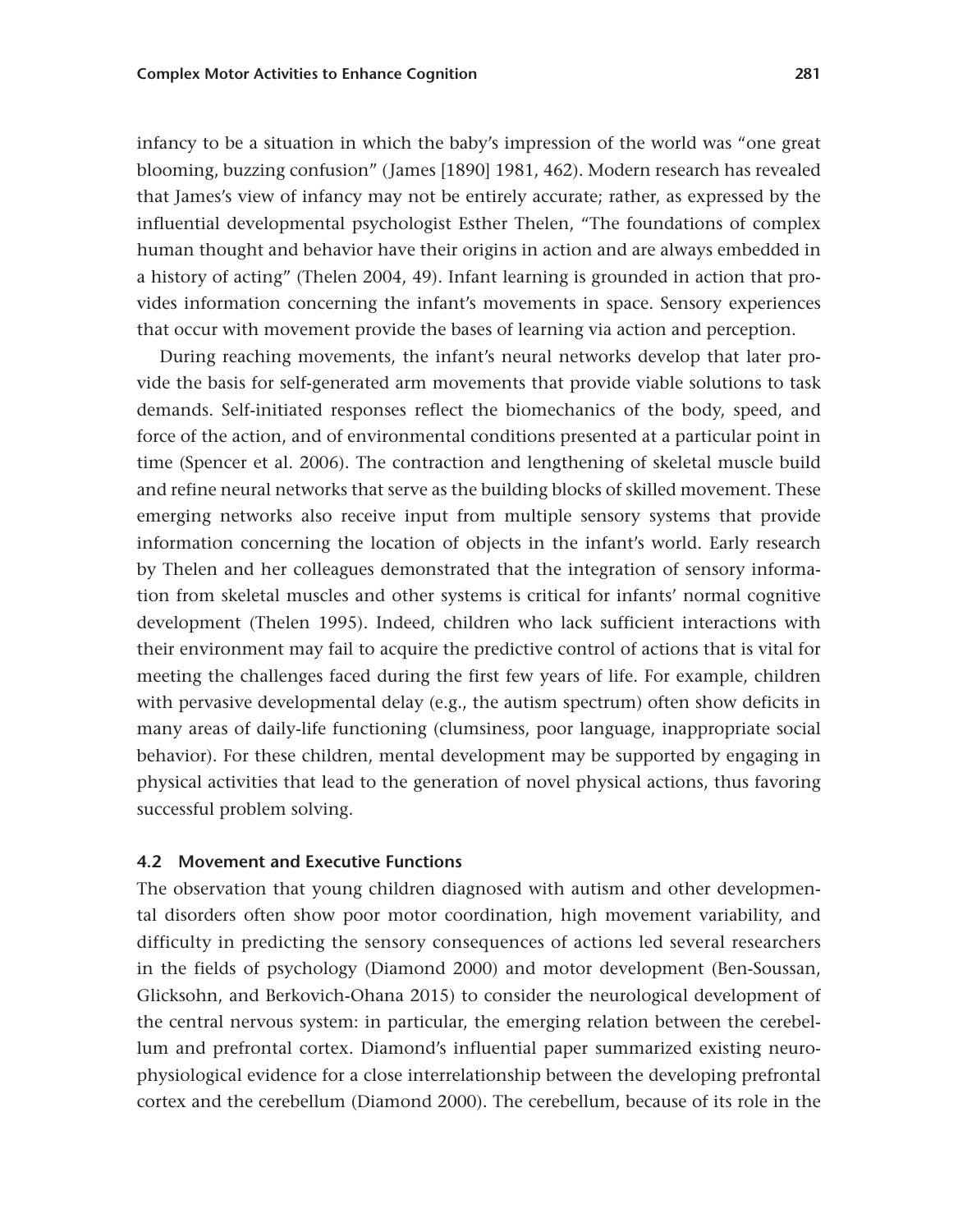infancy to be a situation in which the baby's impression of the world was "one great blooming, buzzing confusion" (James [1890] 1981, 462). Modern research has revealed that James's view of infancy may not be entirely accurate; rather, as expressed by the influential developmental psychologist Esther Thelen, "The foundations of complex human thought and behavior have their origins in action and are always embedded in a history of acting" (Thelen 2004, 49). Infant learning is grounded in action that provides information concerning the infant's movements in space. Sensory experiences that occur with movement provide the bases of learning via action and perception.

During reaching movements, the infant's neural networks develop that later provide the basis for self-generated arm movements that provide viable solutions to task demands. Self-initiated responses reflect the biomechanics of the body, speed, and force of the action, and of environmental conditions presented at a particular point in time (Spencer et al. 2006). The contraction and lengthening of skeletal muscle build and refine neural networks that serve as the building blocks of skilled movement. These emerging networks also receive input from multiple sensory systems that provide information concerning the location of objects in the infant's world. Early research by Thelen and her colleagues demonstrated that the integration of sensory information from skeletal muscles and other systems is critical for infants' normal cognitive development (Thelen 1995). Indeed, children who lack sufficient interactions with their environment may fail to acquire the predictive control of actions that is vital for meeting the challenges faced during the first few years of life. For example, children with pervasive developmental delay (e.g., the autism spectrum) often show deficits in many areas of daily-life functioning (clumsiness, poor language, inappropriate social behavior). For these children, mental development may be supported by engaging in physical activities that lead to the generation of novel physical actions, thus favoring successful problem solving.

### 4.2 Movement and Executive Functions

The observation that young children diagnosed with autism and other developmental disorders often show poor motor coordination, high movement variability, and difficulty in predicting the sensory consequences of actions led several researchers in the fields of psychology (Diamond 2000) and motor development (Ben-Soussan, Glicksohn, and Berkovich-Ohana 2015) to consider the neurological development of the central nervous system: in particular, the emerging relation between the cerebellum and prefrontal cortex. Diamond's influential paper summarized existing neurophysiological evidence for a close interrelationship between the developing prefrontal cortex and the cerebellum (Diamond 2000). The cerebellum, because of its role in the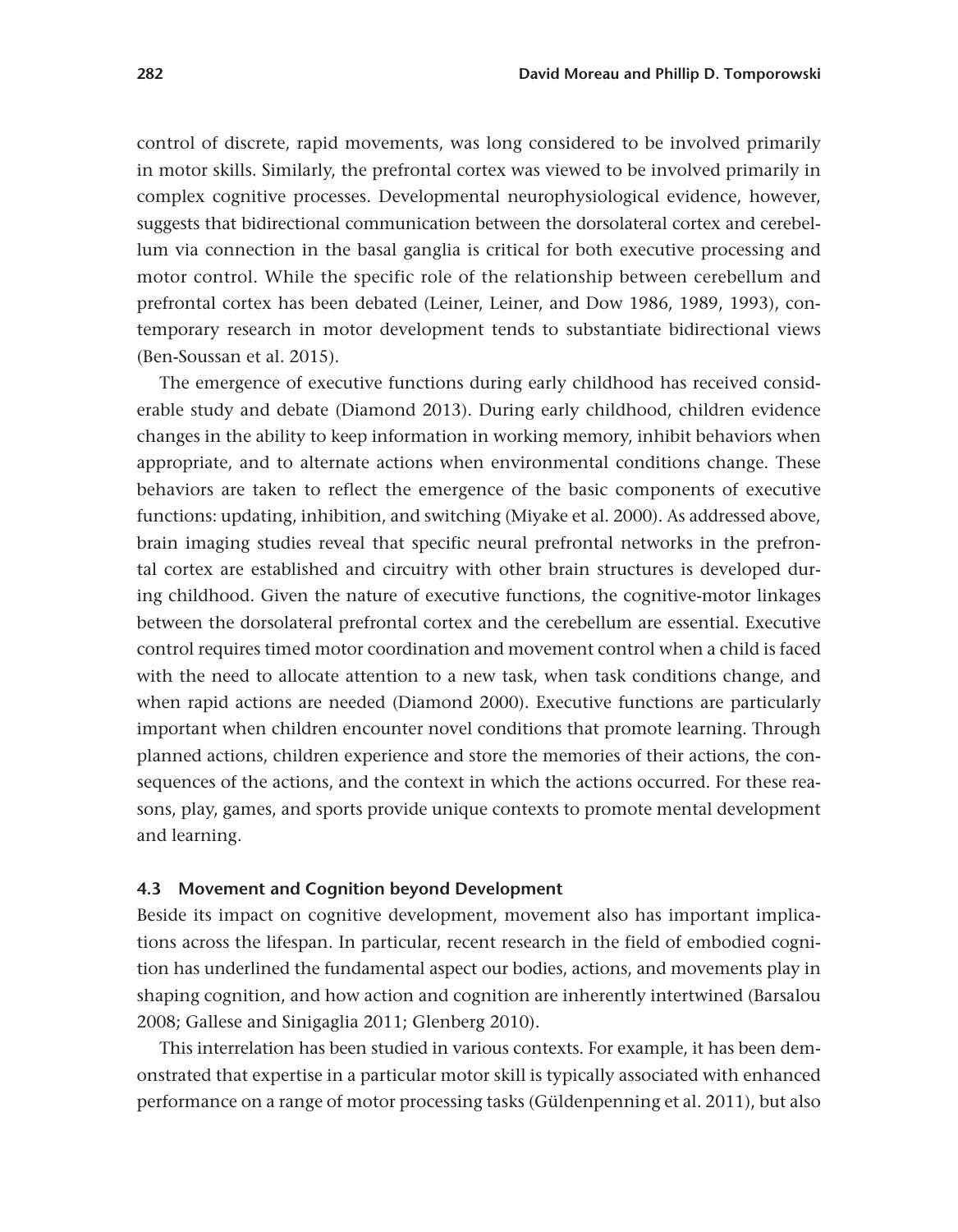control of discrete, rapid movements, was long considered to be involved primarily in motor skills. Similarly, the prefrontal cortex was viewed to be involved primarily in complex cognitive processes. Developmental neurophysiological evidence, however, suggests that bidirectional communication between the dorsolateral cortex and cerebellum via connection in the basal ganglia is critical for both executive processing and motor control. While the specific role of the relationship between cerebellum and prefrontal cortex has been debated (Leiner, Leiner, and Dow 1986, 1989, 1993), contemporary research in motor development tends to substantiate bidirectional views (Ben-Soussan et al. 2015).

The emergence of executive functions during early childhood has received considerable study and debate (Diamond 2013). During early childhood, children evidence changes in the ability to keep information in working memory, inhibit behaviors when appropriate, and to alternate actions when environmental conditions change. These behaviors are taken to reflect the emergence of the basic components of executive functions: updating, inhibition, and switching (Miyake et al. 2000). As addressed above, brain imaging studies reveal that specific neural prefrontal networks in the prefrontal cortex are established and circuitry with other brain structures is developed during childhood. Given the nature of executive functions, the cognitive-motor linkages between the dorsolateral prefrontal cortex and the cerebellum are essential. Executive control requires timed motor coordination and movement control when a child is faced with the need to allocate attention to a new task, when task conditions change, and when rapid actions are needed (Diamond 2000). Executive functions are particularly important when children encounter novel conditions that promote learning. Through planned actions, children experience and store the memories of their actions, the consequences of the actions, and the context in which the actions occurred. For these reasons, play, games, and sports provide unique contexts to promote mental development and learning.

### 4.3 Movement and Cognition beyond Development

Beside its impact on cognitive development, movement also has important implications across the lifespan. In particular, recent research in the field of embodied cognition has underlined the fundamental aspect our bodies, actions, and movements play in shaping cognition, and how action and cognition are inherently intertwined (Barsalou 2008; Gallese and Sinigaglia 2011; Glenberg 2010).

This interrelation has been studied in various contexts. For example, it has been demonstrated that expertise in a particular motor skill is typically associated with enhanced performance on a range of motor processing tasks (Güldenpenning et al. 2011), but also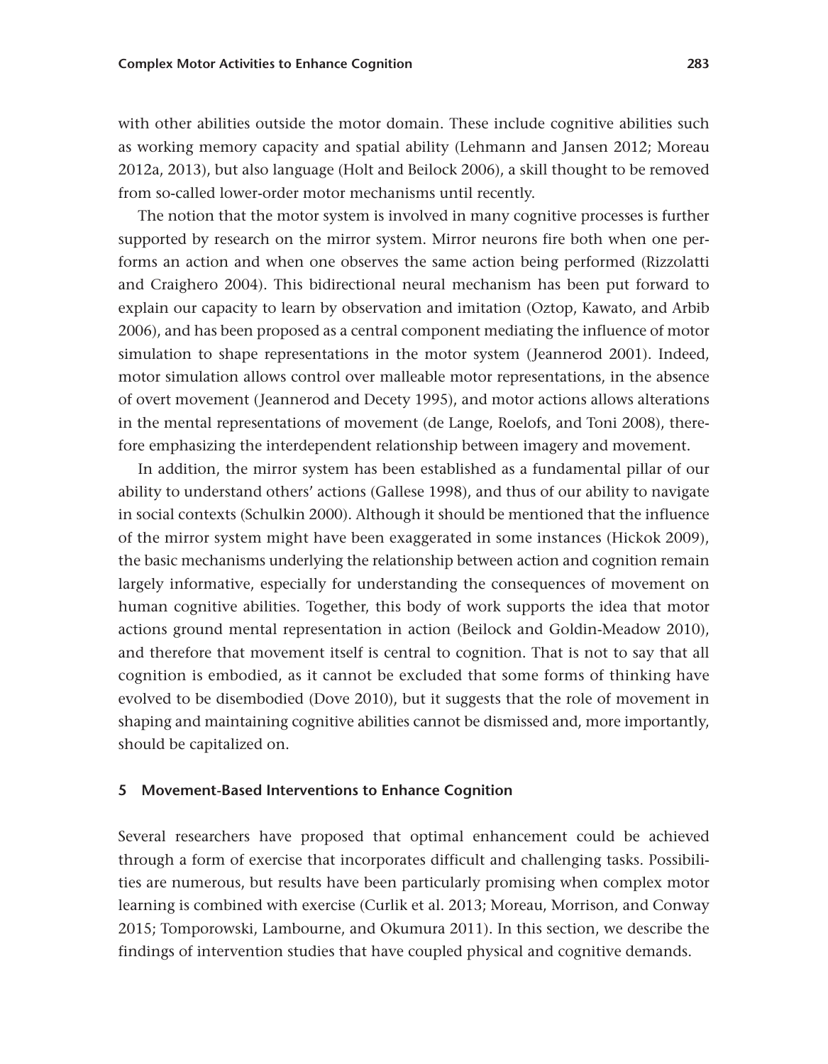with other abilities outside the motor domain. These include cognitive abilities such as working memory capacity and spatial ability (Lehmann and Jansen 2012; Moreau 2012a, 2013), but also language (Holt and Beilock 2006), a skill thought to be removed from so-called lower-order motor mechanisms until recently.

The notion that the motor system is involved in many cognitive processes is further supported by research on the mirror system. Mirror neurons fire both when one performs an action and when one observes the same action being performed (Rizzolatti and Craighero 2004). This bidirectional neural mechanism has been put forward to explain our capacity to learn by observation and imitation (Oztop, Kawato, and Arbib 2006), and has been proposed as a central component mediating the influence of motor simulation to shape representations in the motor system (Jeannerod 2001). Indeed, motor simulation allows control over malleable motor representations, in the absence of overt movement (Jeannerod and Decety 1995), and motor actions allows alterations in the mental representations of movement (de Lange, Roelofs, and Toni 2008), therefore emphasizing the interdependent relationship between imagery and movement.

In addition, the mirror system has been established as a fundamental pillar of our ability to understand others' actions (Gallese 1998), and thus of our ability to navigate in social contexts (Schulkin 2000). Although it should be mentioned that the influence of the mirror system might have been exaggerated in some instances (Hickok 2009), the basic mechanisms underlying the relationship between action and cognition remain largely informative, especially for understanding the consequences of movement on human cognitive abilities. Together, this body of work supports the idea that motor actions ground mental representation in action (Beilock and Goldin-Meadow 2010), and therefore that movement itself is central to cognition. That is not to say that all cognition is embodied, as it cannot be excluded that some forms of thinking have evolved to be disembodied (Dove 2010), but it suggests that the role of movement in shaping and maintaining cognitive abilities cannot be dismissed and, more importantly, should be capitalized on.

## 5 Movement-Based Interventions to Enhance Cognition

Several researchers have proposed that optimal enhancement could be achieved through a form of exercise that incorporates difficult and challenging tasks. Possibilities are numerous, but results have been particularly promising when complex motor learning is combined with exercise (Curlik et al. 2013; Moreau, Morrison, and Conway 2015; Tomporowski, Lambourne, and Okumura 2011). In this section, we describe the findings of intervention studies that have coupled physical and cognitive demands.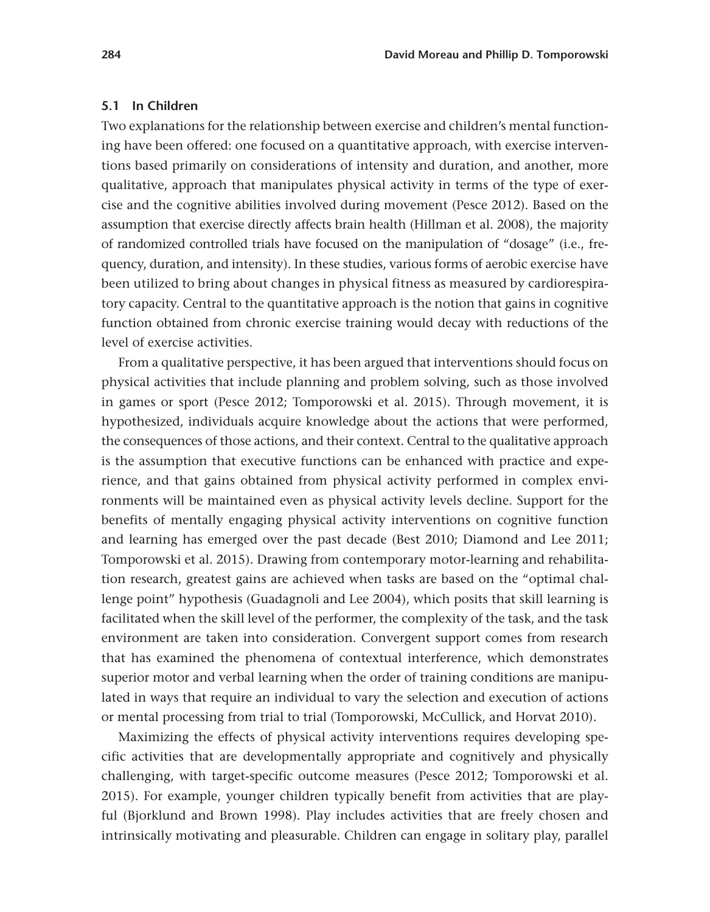### 5.1 In Children

Two explanations for the relationship between exercise and children's mental functioning have been offered: one focused on a quantitative approach, with exercise interventions based primarily on considerations of intensity and duration, and another, more qualitative, approach that manipulates physical activity in terms of the type of exercise and the cognitive abilities involved during movement (Pesce 2012). Based on the assumption that exercise directly affects brain health (Hillman et al. 2008), the majority of randomized controlled trials have focused on the manipulation of "dosage" (i.e., frequency, duration, and intensity). In these studies, various forms of aerobic exercise have been utilized to bring about changes in physical fitness as measured by cardiorespiratory capacity. Central to the quantitative approach is the notion that gains in cognitive function obtained from chronic exercise training would decay with reductions of the level of exercise activities.

From a qualitative perspective, it has been argued that interventions should focus on physical activities that include planning and problem solving, such as those involved in games or sport (Pesce 2012; Tomporowski et al. 2015). Through movement, it is hypothesized, individuals acquire knowledge about the actions that were performed, the consequences of those actions, and their context. Central to the qualitative approach is the assumption that executive functions can be enhanced with practice and experience, and that gains obtained from physical activity performed in complex environments will be maintained even as physical activity levels decline. Support for the benefits of mentally engaging physical activity interventions on cognitive function and learning has emerged over the past decade (Best 2010; Diamond and Lee 2011; Tomporowski et al. 2015). Drawing from contemporary motor-learning and rehabilitation research, greatest gains are achieved when tasks are based on the "optimal challenge point" hypothesis (Guadagnoli and Lee 2004), which posits that skill learning is facilitated when the skill level of the performer, the complexity of the task, and the task environment are taken into consideration. Convergent support comes from research that has examined the phenomena of contextual interference, which demonstrates superior motor and verbal learning when the order of training conditions are manipulated in ways that require an individual to vary the selection and execution of actions or mental processing from trial to trial (Tomporowski, McCullick, and Horvat 2010).

Maximizing the effects of physical activity interventions requires developing specific activities that are developmentally appropriate and cognitively and physically challenging, with target-specific outcome measures (Pesce 2012; Tomporowski et al. 2015). For example, younger children typically benefit from activities that are playful (Bjorklund and Brown 1998). Play includes activities that are freely chosen and intrinsically motivating and pleasurable. Children can engage in solitary play, parallel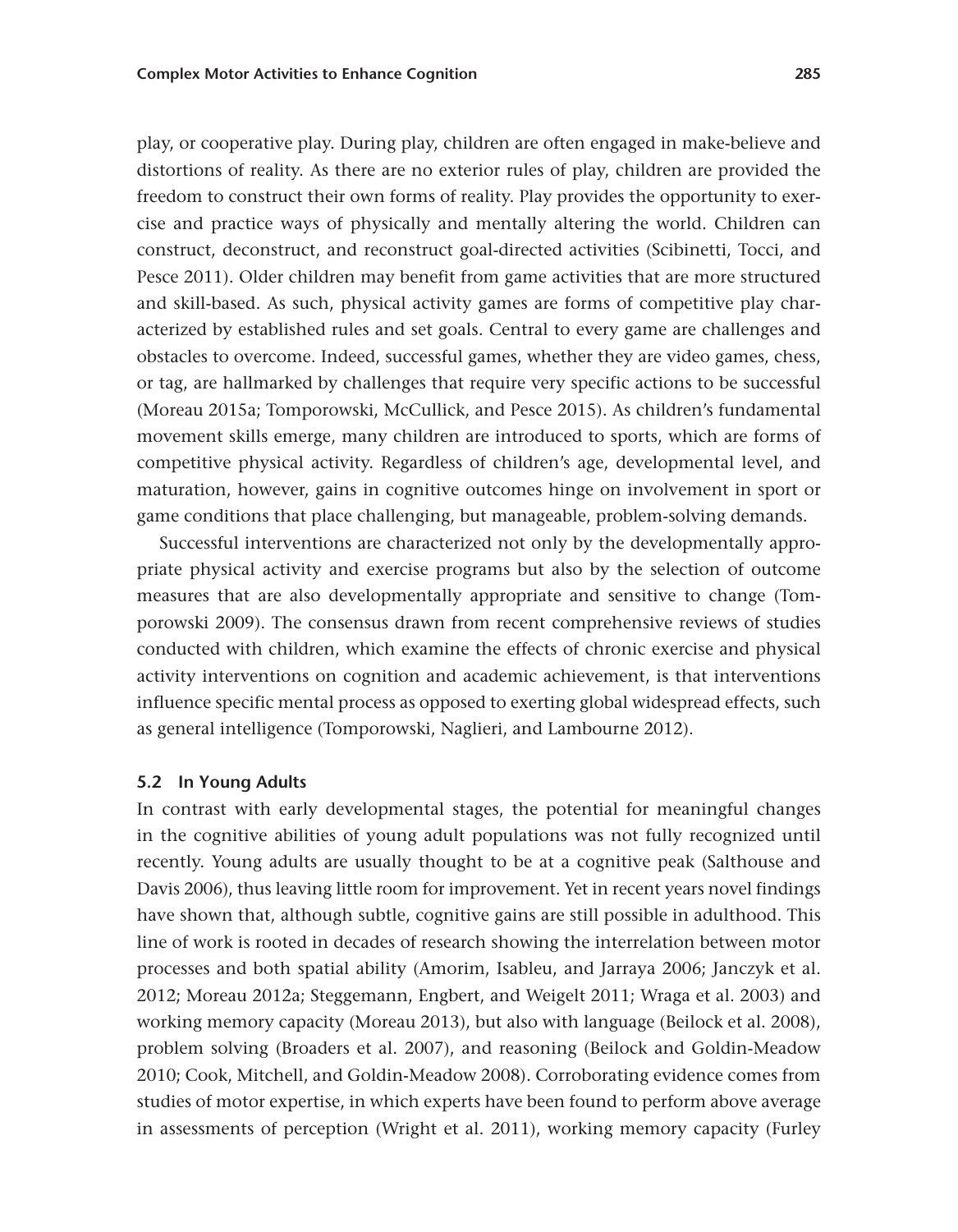play, or cooperative play. During play, children are often engaged in make-believe and distortions of reality. As there are no exterior rules of play, children are provided the freedom to construct their own forms of reality. Play provides the opportunity to exercise and practice ways of physically and mentally altering the world. Children can construct, deconstruct, and reconstruct goal-directed activities (Scibinetti, Tocci, and Pesce 2011). Older children may benefit from game activities that are more structured and skill-based. As such, physical activity games are forms of competitive play characterized by established rules and set goals. Central to every game are challenges and obstacles to overcome. Indeed, successful games, whether they are video games, chess, or tag, are hallmarked by challenges that require very specific actions to be successful (Moreau 2015a; Tomporowski, McCullick, and Pesce 2015). As children's fundamental movement skills emerge, many children are introduced to sports, which are forms of competitive physical activity. Regardless of children's age, developmental level, and maturation, however, gains in cognitive outcomes hinge on involvement in sport or game conditions that place challenging, but manageable, problem-solving demands.

Successful interventions are characterized not only by the developmentally appropriate physical activity and exercise programs but also by the selection of outcome measures that are also developmentally appropriate and sensitive to change (Tomporowski 2009). The consensus drawn from recent comprehensive reviews of studies conducted with children, which examine the effects of chronic exercise and physical activity interventions on cognition and academic achievement, is that interventions influence specific mental process as opposed to exerting global widespread effects, such as general intelligence (Tomporowski, Naglieri, and Lambourne 2012).

### 5.2 In Young Adults

In contrast with early developmental stages, the potential for meaningful changes in the cognitive abilities of young adult populations was not fully recognized until recently. Young adults are usually thought to be at a cognitive peak (Salthouse and Davis 2006), thus leaving little room for improvement. Yet in recent years novel findings have shown that, although subtle, cognitive gains are still possible in adulthood. This line of work is rooted in decades of research showing the interrelation between motor processes and both spatial ability (Amorim, Isableu, and Jarraya 2006; Janczyk et al. 2012; Moreau 2012a; Steggemann, Engbert, and Weigelt 2011; Wraga et al. 2003) and working memory capacity (Moreau 2013), but also with language (Beilock et al. 2008), problem solving (Broaders et al. 2007), and reasoning (Beilock and Goldin-Meadow 2010; Cook, Mitchell, and Goldin-Meadow 2008). Corroborating evidence comes from studies of motor expertise, in which experts have been found to perform above average in assessments of perception (Wright et al. 2011), working memory capacity (Furley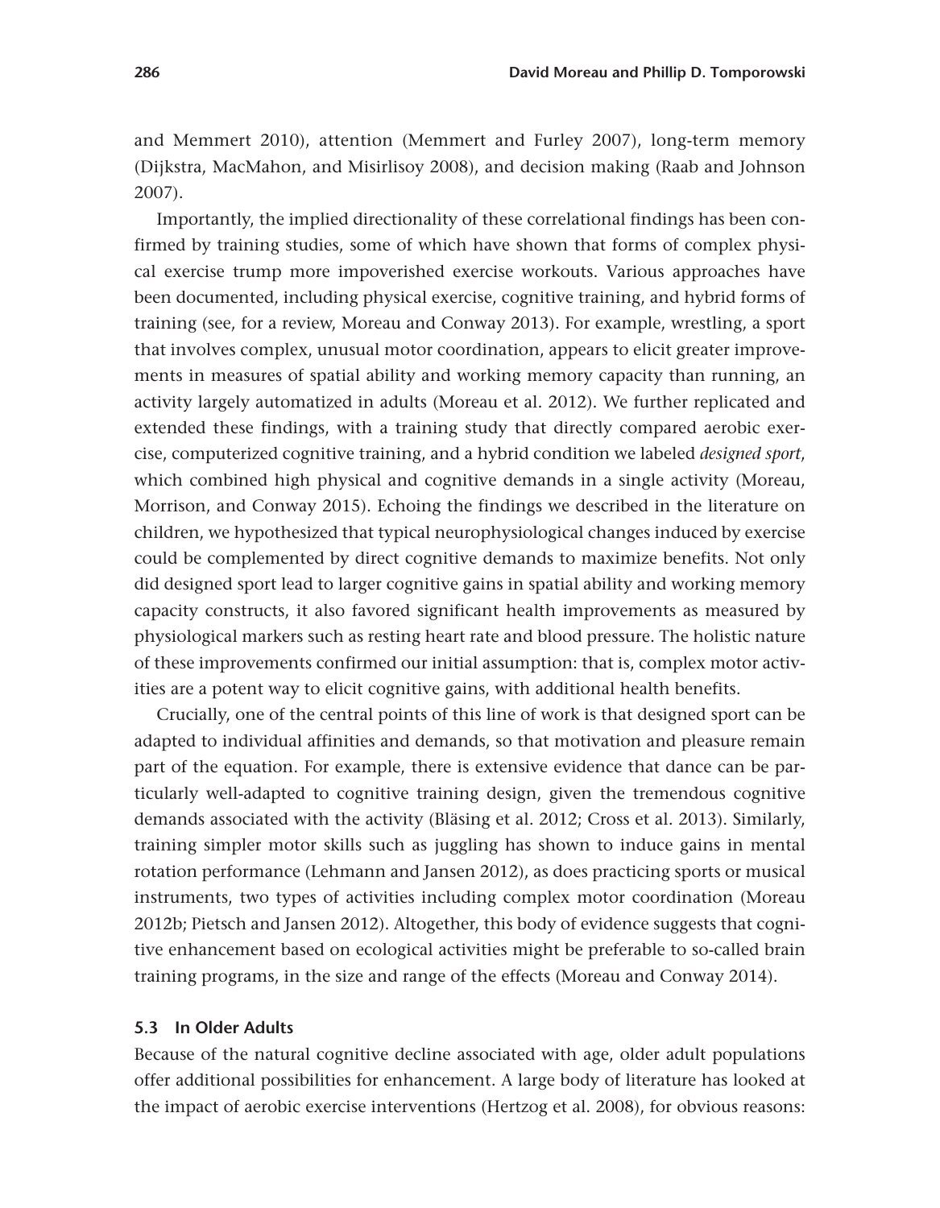and Memmert 2010), attention (Memmert and Furley 2007), long-term memory (Dijkstra, MacMahon, and Misirlisoy 2008), and decision making (Raab and Johnson 2007).

Importantly, the implied directionality of these correlational findings has been confirmed by training studies, some of which have shown that forms of complex physical exercise trump more impoverished exercise workouts. Various approaches have been documented, including physical exercise, cognitive training, and hybrid forms of training (see, for a review, Moreau and Conway 2013). For example, wrestling, a sport that involves complex, unusual motor coordination, appears to elicit greater improvements in measures of spatial ability and working memory capacity than running, an activity largely automatized in adults (Moreau et al. 2012). We further replicated and extended these findings, with a training study that directly compared aerobic exercise, computerized cognitive training, and a hybrid condition we labeled *designed sport*, which combined high physical and cognitive demands in a single activity (Moreau, Morrison, and Conway 2015). Echoing the findings we described in the literature on children, we hypothesized that typical neurophysiological changes induced by exercise could be complemented by direct cognitive demands to maximize benefits. Not only did designed sport lead to larger cognitive gains in spatial ability and working memory capacity constructs, it also favored significant health improvements as measured by physiological markers such as resting heart rate and blood pressure. The holistic nature of these improvements confirmed our initial assumption: that is, complex motor activities are a potent way to elicit cognitive gains, with additional health benefits.

Crucially, one of the central points of this line of work is that designed sport can be adapted to individual affinities and demands, so that motivation and pleasure remain part of the equation. For example, there is extensive evidence that dance can be particularly well-adapted to cognitive training design, given the tremendous cognitive demands associated with the activity (Bläsing et al. 2012; Cross et al. 2013). Similarly, training simpler motor skills such as juggling has shown to induce gains in mental rotation performance (Lehmann and Jansen 2012), as does practicing sports or musical instruments, two types of activities including complex motor coordination (Moreau 2012b; Pietsch and Jansen 2012). Altogether, this body of evidence suggests that cognitive enhancement based on ecological activities might be preferable to so-called brain training programs, in the size and range of the effects (Moreau and Conway 2014).

### 5.3 In Older Adults

Because of the natural cognitive decline associated with age, older adult populations offer additional possibilities for enhancement. A large body of literature has looked at the impact of aerobic exercise interventions (Hertzog et al. 2008), for obvious reasons: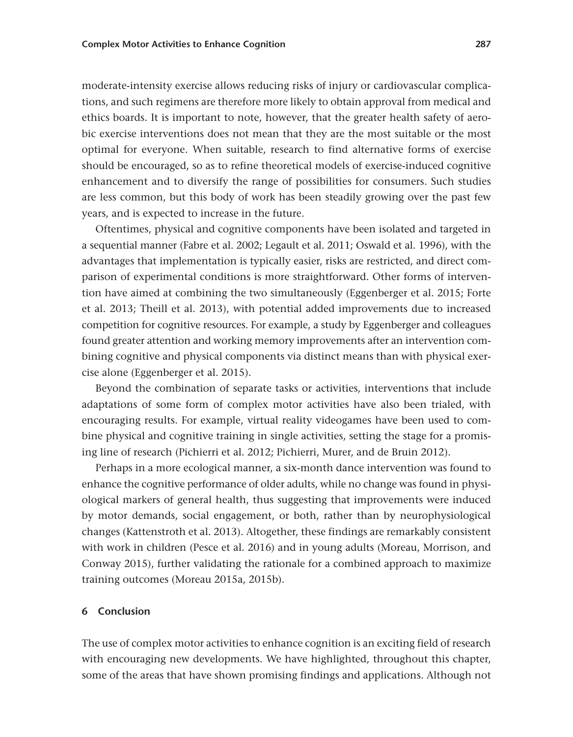moderate-intensity exercise allows reducing risks of injury or cardiovascular complications, and such regimens are therefore more likely to obtain approval from medical and ethics boards. It is important to note, however, that the greater health safety of aerobic exercise interventions does not mean that they are the most suitable or the most optimal for everyone. When suitable, research to find alternative forms of exercise should be encouraged, so as to refine theoretical models of exercise-induced cognitive enhancement and to diversify the range of possibilities for consumers. Such studies are less common, but this body of work has been steadily growing over the past few years, and is expected to increase in the future.

Oftentimes, physical and cognitive components have been isolated and targeted in a sequential manner (Fabre et al. 2002; Legault et al. 2011; Oswald et al. 1996), with the advantages that implementation is typically easier, risks are restricted, and direct comparison of experimental conditions is more straightforward. Other forms of intervention have aimed at combining the two simultaneously (Eggenberger et al. 2015; Forte et al. 2013; Theill et al. 2013), with potential added improvements due to increased competition for cognitive resources. For example, a study by Eggenberger and colleagues found greater attention and working memory improvements after an intervention combining cognitive and physical components via distinct means than with physical exercise alone (Eggenberger et al. 2015).

Beyond the combination of separate tasks or activities, interventions that include adaptations of some form of complex motor activities have also been trialed, with encouraging results. For example, virtual reality videogames have been used to combine physical and cognitive training in single activities, setting the stage for a promising line of research (Pichierri et al. 2012; Pichierri, Murer, and de Bruin 2012).

Perhaps in a more ecological manner, a six-month dance intervention was found to enhance the cognitive performance of older adults, while no change was found in physiological markers of general health, thus suggesting that improvements were induced by motor demands, social engagement, or both, rather than by neurophysiological changes (Kattenstroth et al. 2013). Altogether, these findings are remarkably consistent with work in children (Pesce et al. 2016) and in young adults (Moreau, Morrison, and Conway 2015), further validating the rationale for a combined approach to maximize training outcomes (Moreau 2015a, 2015b).

## 6 Conclusion

The use of complex motor activities to enhance cognition is an exciting field of research with encouraging new developments. We have highlighted, throughout this chapter, some of the areas that have shown promising findings and applications. Although not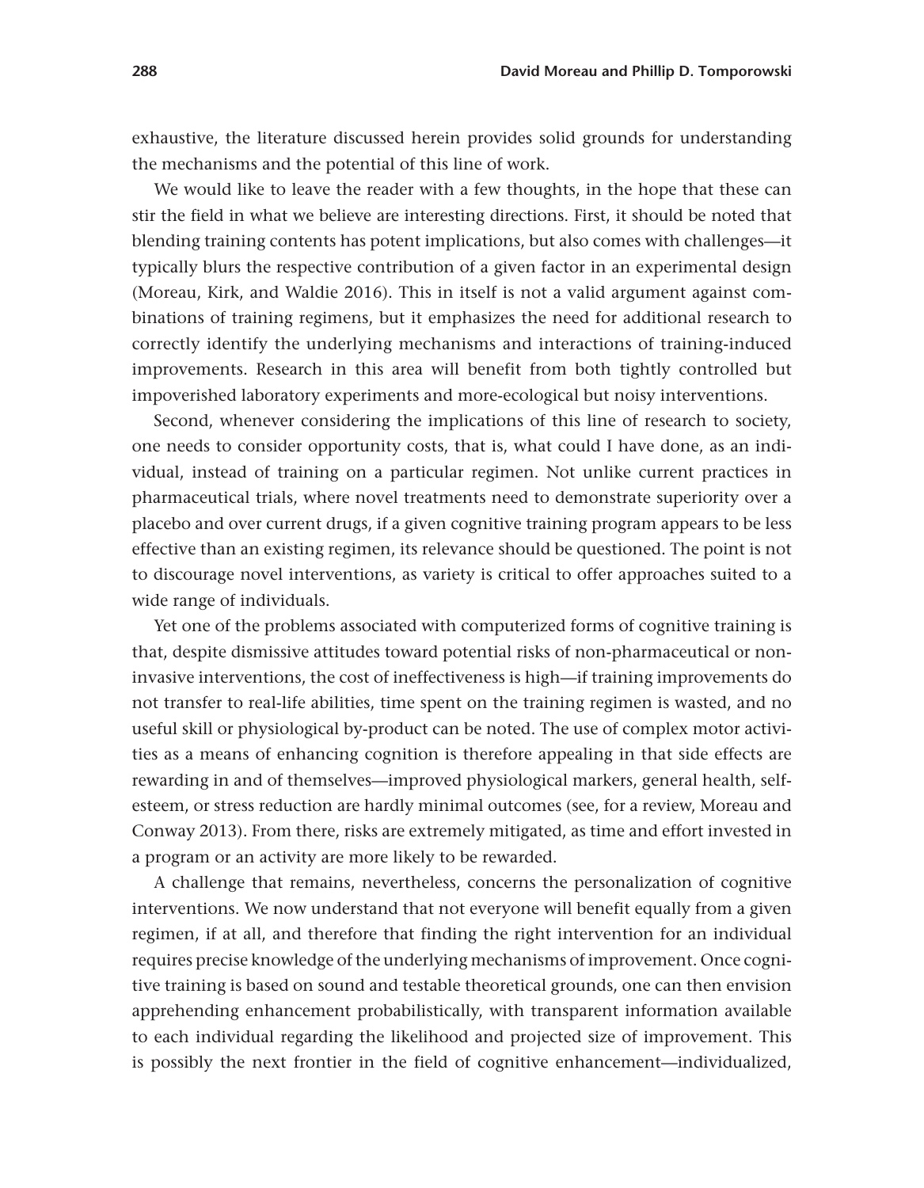exhaustive, the literature discussed herein provides solid grounds for understanding the mechanisms and the potential of this line of work.

We would like to leave the reader with a few thoughts, in the hope that these can stir the field in what we believe are interesting directions. First, it should be noted that blending training contents has potent implications, but also comes with challenges—it typically blurs the respective contribution of a given factor in an experimental design (Moreau, Kirk, and Waldie 2016). This in itself is not a valid argument against combinations of training regimens, but it emphasizes the need for additional research to correctly identify the underlying mechanisms and interactions of training-induced improvements. Research in this area will benefit from both tightly controlled but impoverished laboratory experiments and more-ecological but noisy interventions.

Second, whenever considering the implications of this line of research to society, one needs to consider opportunity costs, that is, what could I have done, as an individual, instead of training on a particular regimen. Not unlike current practices in pharmaceutical trials, where novel treatments need to demonstrate superiority over a placebo and over current drugs, if a given cognitive training program appears to be less effective than an existing regimen, its relevance should be questioned. The point is not to discourage novel interventions, as variety is critical to offer approaches suited to a wide range of individuals.

Yet one of the problems associated with computerized forms of cognitive training is that, despite dismissive attitudes toward potential risks of non-pharmaceutical or non-invasive interventions, the cost of ineffectiveness is high—if training improvements do not transfer to real-life abilities, time spent on the training regimen is wasted, and no useful skill or physiological by-product can be noted. The use of complex motor activities as a means of enhancing cognition is therefore appealing in that side effects are rewarding in and of themselves—improved physiological markers, general health, self-esteem, or stress reduction are hardly minimal outcomes (see, for a review, Moreau and Conway 2013). From there, risks are extremely mitigated, as time and effort invested in a program or an activity are more likely to be rewarded.

A challenge that remains, nevertheless, concerns the personalization of cognitive interventions. We now understand that not everyone will benefit equally from a given regimen, if at all, and therefore that finding the right intervention for an individual requires precise knowledge of the underlying mechanisms of improvement. Once cognitive training is based on sound and testable theoretical grounds, one can then envision apprehending enhancement probabilistically, with transparent information available to each individual regarding the likelihood and projected size of improvement. This is possibly the next frontier in the field of cognitive enhancement—individualized,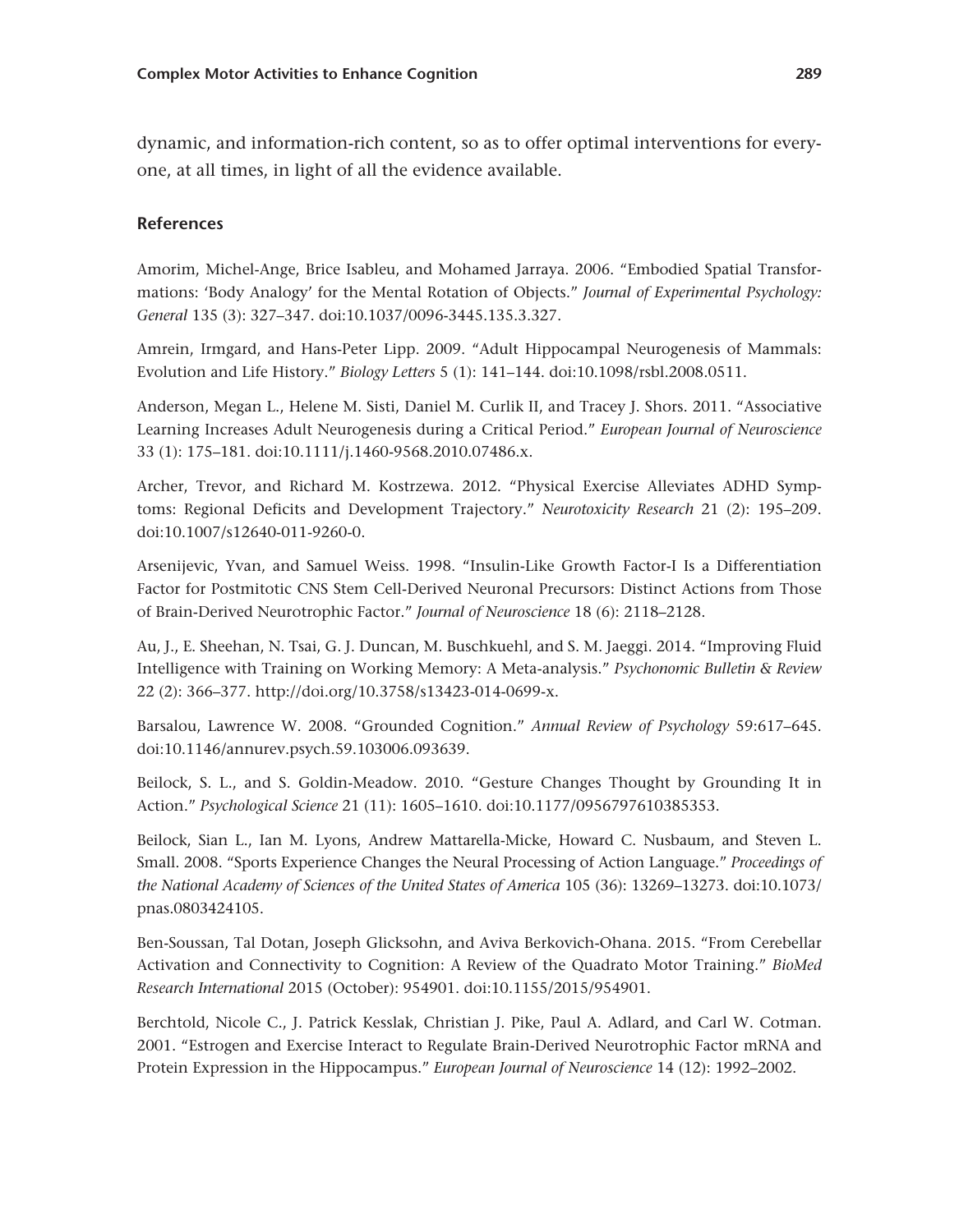dynamic, and information-rich content, so as to offer optimal interventions for everyone, at all times, in light of all the evidence available.

## References

Amorim, Michel-Ange, Brice Isableu, and Mohamed Jarraya. 2006. "Embodied Spatial Transformations: 'Body Analogy' for the Mental Rotation of Objects." *Journal of Experimental Psychology: General* 135 (3): 327–347. doi:10.1037/0096-3445.135.3.327.

Amrein, Irmgard, and Hans-Peter Lipp. 2009. "Adult Hippocampal Neurogenesis of Mammals: Evolution and Life History." *Biology Letters* 5 (1): 141–144. doi:10.1098/rsbl.2008.0511.

Anderson, Megan L., Helene M. Sisti, Daniel M. Curlik II, and Tracey J. Shors. 2011. "Associative Learning Increases Adult Neurogenesis during a Critical Period." *European Journal of Neuroscience* 33 (1): 175–181. doi:10.1111/j.1460-9568.2010.07486.x.

Archer, Trevor, and Richard M. Kostrzewa. 2012. "Physical Exercise Alleviates ADHD Symptoms: Regional Deficits and Development Trajectory." *Neurotoxicity Research* 21 (2): 195–209. doi:10.1007/s12640-011-9260-0.

Arsenijevic, Yvan, and Samuel Weiss. 1998. "Insulin-Like Growth Factor-I Is a Differentiation Factor for Postmitotic CNS Stem Cell-Derived Neuronal Precursors: Distinct Actions from Those of Brain-Derived Neurotrophic Factor." *Journal of Neuroscience* 18 (6): 2118–2128.

Au, J., E. Sheehan, N. Tsai, G. J. Duncan, M. Buschkuehl, and S. M. Jaeggi. 2014. "Improving Fluid Intelligence with Training on Working Memory: A Meta-analysis." *Psychonomic Bulletin & Review* 22 (2): 366–377. http://doi.org/10.3758/s13423-014-0699-x.

Barsalou, Lawrence W. 2008. "Grounded Cognition." *Annual Review of Psychology* 59:617–645. doi:10.1146/annurev.psych.59.103006.093639.

Beilock, S. L., and S. Goldin-Meadow. 2010. "Gesture Changes Thought by Grounding It in Action." *Psychological Science* 21 (11): 1605–1610. doi:10.1177/0956797610385353.

Beilock, Sian L., Ian M. Lyons, Andrew Mattarella-Micke, Howard C. Nusbaum, and Steven L. Small. 2008. "Sports Experience Changes the Neural Processing of Action Language." *Proceedings of the National Academy of Sciences of the United States of America* 105 (36): 13269–13273. doi:10.1073/pnas.0803424105.

Ben-Soussan, Tal Dotan, Joseph Glicksohn, and Aviva Berkovich-Ohana. 2015. "From Cerebellar Activation and Connectivity to Cognition: A Review of the Quadrato Motor Training." *BioMed Research International* 2015 (October): 954901. doi:10.1155/2015/954901.

Berchtold, Nicole C., J. Patrick Kesslak, Christian J. Pike, Paul A. Adlard, and Carl W. Cotman. 2001. "Estrogen and Exercise Interact to Regulate Brain-Derived Neurotrophic Factor mRNA and Protein Expression in the Hippocampus." *European Journal of Neuroscience* 14 (12): 1992–2002.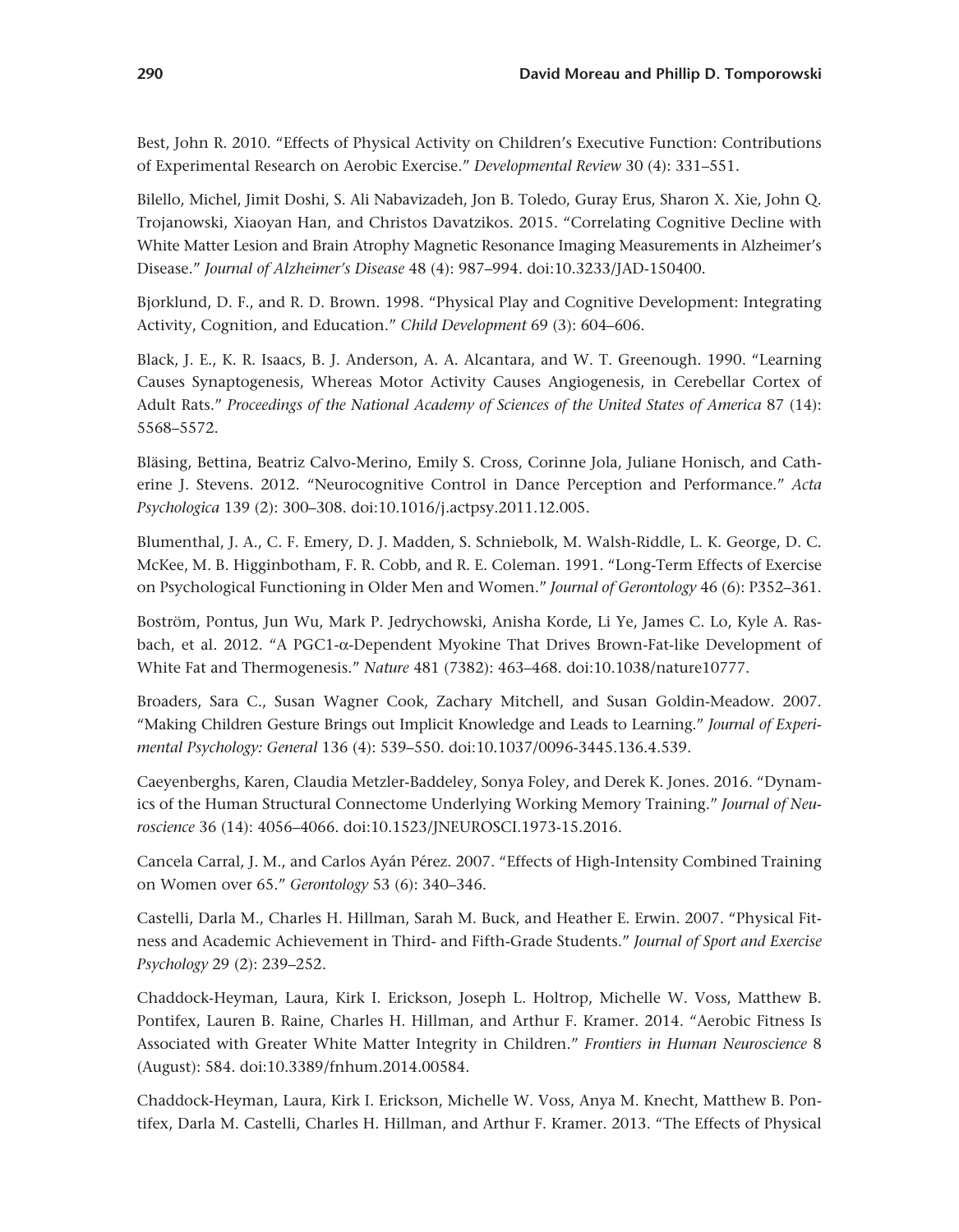Best, John R. 2010. "Effects of Physical Activity on Children's Executive Function: Contributions of Experimental Research on Aerobic Exercise." *Developmental Review* 30 (4): 331–551.

Bilello, Michel, Jimit Doshi, S. Ali Nabavizadeh, Jon B. Toledo, Guray Erus, Sharon X. Xie, John Q. Trojanowski, Xiaoyan Han, and Christos Davatzikos. 2015. "Correlating Cognitive Decline with White Matter Lesion and Brain Atrophy Magnetic Resonance Imaging Measurements in Alzheimer's Disease." *Journal of Alzheimer's Disease* 48 (4): 987–994. doi:10.3233/JAD-150400.

Bjorklund, D. F., and R. D. Brown. 1998. "Physical Play and Cognitive Development: Integrating Activity, Cognition, and Education." *Child Development* 69 (3): 604–606.

Black, J. E., K. R. Isaacs, B. J. Anderson, A. A. Alcantara, and W. T. Greenough. 1990. "Learning Causes Synaptogenesis, Whereas Motor Activity Causes Angiogenesis, in Cerebellar Cortex of Adult Rats." *Proceedings of the National Academy of Sciences of the United States of America* 87 (14): 5568–5572.

Bläsing, Bettina, Beatriz Calvo-Merino, Emily S. Cross, Corinne Jola, Juliane Honisch, and Catherine J. Stevens. 2012. "Neurocognitive Control in Dance Perception and Performance." *Acta Psychologica* 139 (2): 300–308. doi:10.1016/j.actpsy.2011.12.005.

Blumenthal, J. A., C. F. Emery, D. J. Madden, S. Schniebolk, M. Walsh-Riddle, L. K. George, D. C. McKee, M. B. Higginbotham, F. R. Cobb, and R. E. Coleman. 1991. "Long-Term Effects of Exercise on Psychological Functioning in Older Men and Women." *Journal of Gerontology* 46 (6): P352–361.

Boström, Pontus, Jun Wu, Mark P. Jedrychowski, Anisha Korde, Li Ye, James C. Lo, Kyle A. Rasbach, et al. 2012. "A PGC1-α-Dependent Myokine That Drives Brown-Fat-like Development of White Fat and Thermogenesis." *Nature* 481 (7382): 463–468. doi:10.1038/nature10777.

Broaders, Sara C., Susan Wagner Cook, Zachary Mitchell, and Susan Goldin-Meadow. 2007. "Making Children Gesture Brings out Implicit Knowledge and Leads to Learning." *Journal of Experimental Psychology: General* 136 (4): 539–550. doi:10.1037/0096-3445.136.4.539.

Caeyenberghs, Karen, Claudia Metzler-Baddeley, Sonya Foley, and Derek K. Jones. 2016. "Dynamics of the Human Structural Connectome Underlying Working Memory Training." *Journal of Neuroscience* 36 (14): 4056–4066. doi:10.1523/JNEUROSCI.1973-15.2016.

Cancela Carral, J. M., and Carlos Ayán Pérez. 2007. "Effects of High-Intensity Combined Training on Women over 65." *Gerontology* 53 (6): 340–346.

Castelli, Darla M., Charles H. Hillman, Sarah M. Buck, and Heather E. Erwin. 2007. "Physical Fitness and Academic Achievement in Third- and Fifth-Grade Students." *Journal of Sport and Exercise Psychology* 29 (2): 239–252.

Chaddock-Heyman, Laura, Kirk I. Erickson, Joseph L. Holtrop, Michelle W. Voss, Matthew B. Pontifex, Lauren B. Raine, Charles H. Hillman, and Arthur F. Kramer. 2014. "Aerobic Fitness Is Associated with Greater White Matter Integrity in Children." *Frontiers in Human Neuroscience* 8 (August): 584. doi:10.3389/fnhum.2014.00584.

Chaddock-Heyman, Laura, Kirk I. Erickson, Michelle W. Voss, Anya M. Knecht, Matthew B. Pontifex, Darla M. Castelli, Charles H. Hillman, and Arthur F. Kramer. 2013. "The Effects of Physical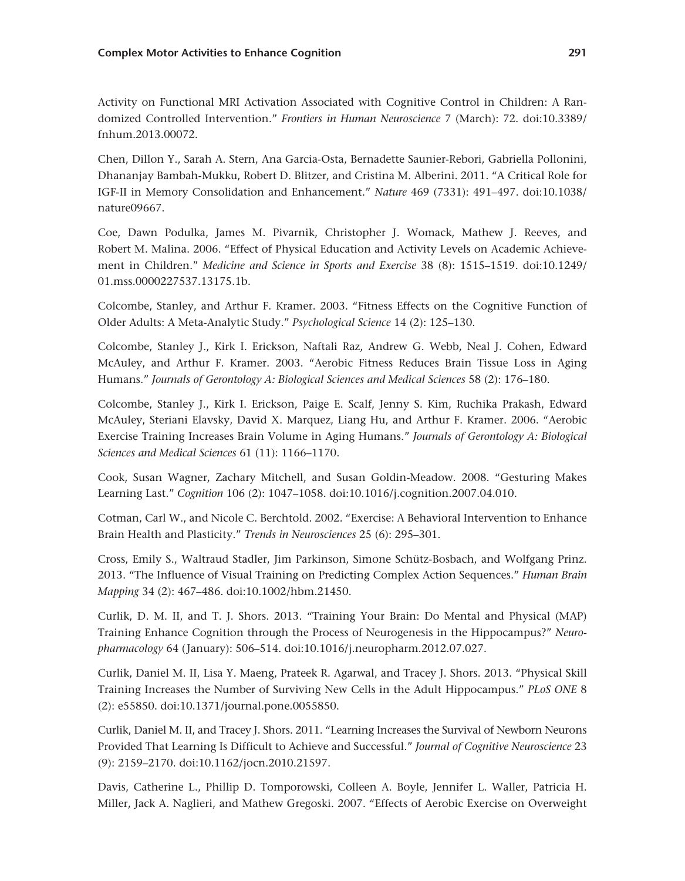Activity on Functional MRI Activation Associated with Cognitive Control in Children: A Randomized Controlled Intervention." *Frontiers in Human Neuroscience* 7 (March): 72. doi:10.3389/fnhum.2013.00072.

Chen, Dillon Y., Sarah A. Stern, Ana Garcia-Osta, Bernadette Saunier-Rebori, Gabriella Pollonini, Dhananjay Bambah-Mukku, Robert D. Blitzer, and Cristina M. Alberini. 2011. "A Critical Role for IGF-II in Memory Consolidation and Enhancement." *Nature* 469 (7331): 491–497. doi:10.1038/nature09667.

Coe, Dawn Podulka, James M. Pivarnik, Christopher J. Womack, Mathew J. Reeves, and Robert M. Malina. 2006. "Effect of Physical Education and Activity Levels on Academic Achievement in Children." *Medicine and Science in Sports and Exercise* 38 (8): 1515–1519. doi:10.1249/01.mss.0000227537.13175.1b.

Colcombe, Stanley, and Arthur F. Kramer. 2003. "Fitness Effects on the Cognitive Function of Older Adults: A Meta-Analytic Study." *Psychological Science* 14 (2): 125–130.

Colcombe, Stanley J., Kirk I. Erickson, Naftali Raz, Andrew G. Webb, Neal J. Cohen, Edward McAuley, and Arthur F. Kramer. 2003. "Aerobic Fitness Reduces Brain Tissue Loss in Aging Humans." *Journals of Gerontology A: Biological Sciences and Medical Sciences* 58 (2): 176–180.

Colcombe, Stanley J., Kirk I. Erickson, Paige E. Scalf, Jenny S. Kim, Ruchika Prakash, Edward McAuley, Steriani Elavsky, David X. Marquez, Liang Hu, and Arthur F. Kramer. 2006. "Aerobic Exercise Training Increases Brain Volume in Aging Humans." *Journals of Gerontology A: Biological Sciences and Medical Sciences* 61 (11): 1166–1170.

Cook, Susan Wagner, Zachary Mitchell, and Susan Goldin-Meadow. 2008. "Gesturing Makes Learning Last." *Cognition* 106 (2): 1047–1058. doi:10.1016/j.cognition.2007.04.010.

Cotman, Carl W., and Nicole C. Berchtold. 2002. "Exercise: A Behavioral Intervention to Enhance Brain Health and Plasticity." *Trends in Neurosciences* 25 (6): 295–301.

Cross, Emily S., Waltraud Stadler, Jim Parkinson, Simone Schütz-Bosbach, and Wolfgang Prinz. 2013. "The Influence of Visual Training on Predicting Complex Action Sequences." *Human Brain Mapping* 34 (2): 467–486. doi:10.1002/hbm.21450.

Curlik, D. M. II, and T. J. Shors. 2013. "Training Your Brain: Do Mental and Physical (MAP) Training Enhance Cognition through the Process of Neurogenesis in the Hippocampus?" *Neuropharmacology* 64 (January): 506–514. doi:10.1016/j.neuropharm.2012.07.027.

Curlik, Daniel M. II, Lisa Y. Maeng, Prateek R. Agarwal, and Tracey J. Shors. 2013. "Physical Skill Training Increases the Number of Surviving New Cells in the Adult Hippocampus." *PLoS ONE* 8 (2): e55850. doi:10.1371/journal.pone.0055850.

Curlik, Daniel M. II, and Tracey J. Shors. 2011. "Learning Increases the Survival of Newborn Neurons Provided That Learning Is Difficult to Achieve and Successful." *Journal of Cognitive Neuroscience* 23 (9): 2159–2170. doi:10.1162/jocn.2010.21597.

Davis, Catherine L., Phillip D. Tomporowski, Colleen A. Boyle, Jennifer L. Waller, Patricia H. Miller, Jack A. Naglieri, and Mathew Gregoski. 2007. "Effects of Aerobic Exercise on Overweight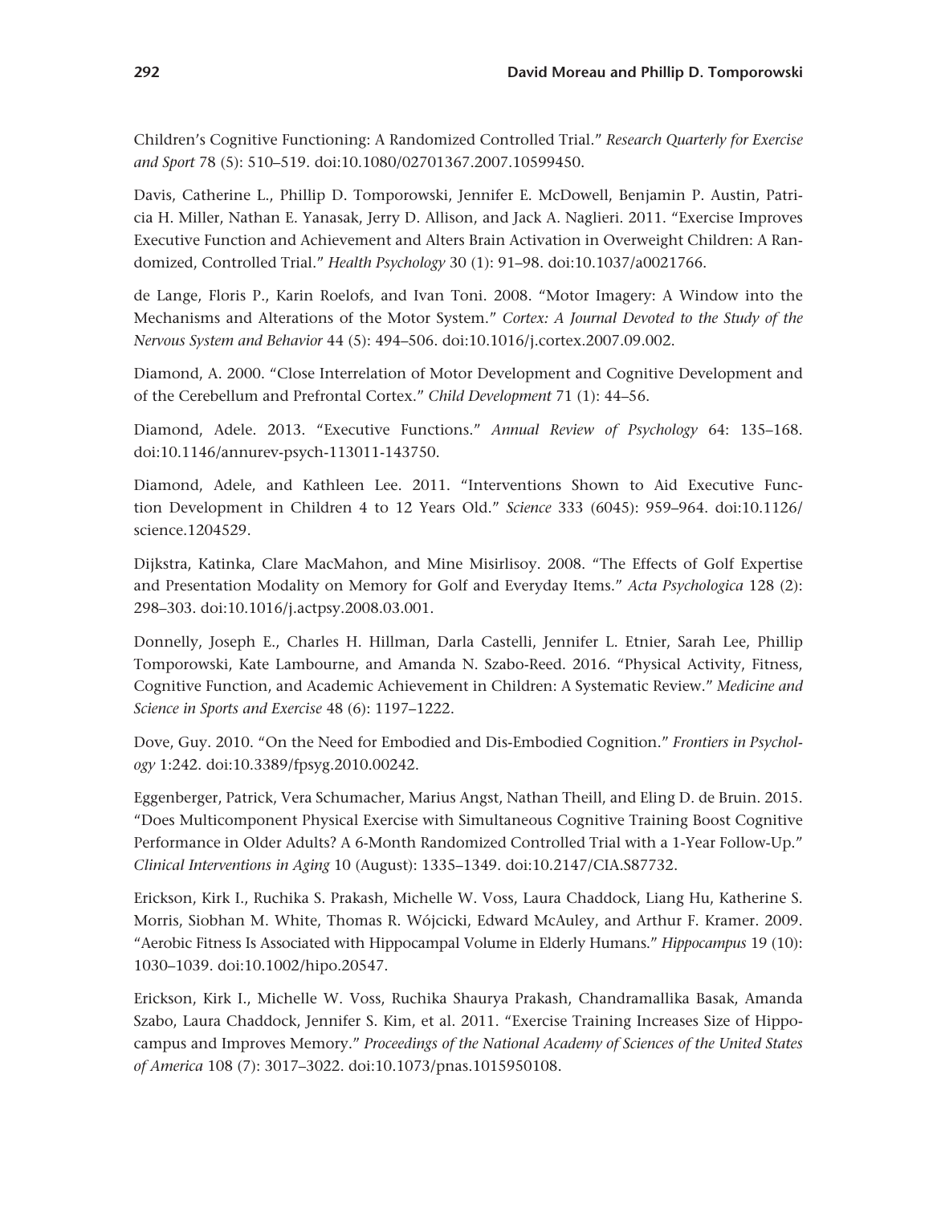Children's Cognitive Functioning: A Randomized Controlled Trial." *Research Quarterly for Exercise and Sport* 78 (5): 510–519. doi:10.1080/02701367.2007.10599450.

Davis, Catherine L., Phillip D. Tomporowski, Jennifer E. McDowell, Benjamin P. Austin, Patricia H. Miller, Nathan E. Yanasak, Jerry D. Allison, and Jack A. Naglieri. 2011. "Exercise Improves Executive Function and Achievement and Alters Brain Activation in Overweight Children: A Randomized, Controlled Trial." *Health Psychology* 30 (1): 91–98. doi:10.1037/a0021766.

de Lange, Floris P., Karin Roelofs, and Ivan Toni. 2008. "Motor Imagery: A Window into the Mechanisms and Alterations of the Motor System." *Cortex: A Journal Devoted to the Study of the Nervous System and Behavior* 44 (5): 494–506. doi:10.1016/j.cortex.2007.09.002.

Diamond, A. 2000. "Close Interrelation of Motor Development and Cognitive Development and of the Cerebellum and Prefrontal Cortex." *Child Development* 71 (1): 44–56.

Diamond, Adele. 2013. "Executive Functions." *Annual Review of Psychology* 64: 135–168. doi:10.1146/annurev-psych-113011-143750.

Diamond, Adele, and Kathleen Lee. 2011. "Interventions Shown to Aid Executive Function Development in Children 4 to 12 Years Old." *Science* 333 (6045): 959–964. doi:10.1126/science.1204529.

Dijkstra, Katinka, Clare MacMahon, and Mine Misirlisoy. 2008. "The Effects of Golf Expertise and Presentation Modality on Memory for Golf and Everyday Items." *Acta Psychologica* 128 (2): 298–303. doi:10.1016/j.actpsy.2008.03.001.

Donnelly, Joseph E., Charles H. Hillman, Darla Castelli, Jennifer L. Etnier, Sarah Lee, Phillip Tomporowski, Kate Lambourne, and Amanda N. Szabo-Reed. 2016. "Physical Activity, Fitness, Cognitive Function, and Academic Achievement in Children: A Systematic Review." *Medicine and Science in Sports and Exercise* 48 (6): 1197–1222.

Dove, Guy. 2010. "On the Need for Embodied and Dis-Embodied Cognition." *Frontiers in Psychology* 1:242. doi:10.3389/fpsyg.2010.00242.

Eggenberger, Patrick, Vera Schumacher, Marius Angst, Nathan Theill, and Eling D. de Bruin. 2015. "Does Multicomponent Physical Exercise with Simultaneous Cognitive Training Boost Cognitive Performance in Older Adults? A 6-Month Randomized Controlled Trial with a 1-Year Follow-Up." *Clinical Interventions in Aging* 10 (August): 1335–1349. doi:10.2147/CIA.S87732.

Erickson, Kirk I., Ruchika S. Prakash, Michelle W. Voss, Laura Chaddock, Liang Hu, Katherine S. Morris, Siobhan M. White, Thomas R. Wójcicki, Edward McAuley, and Arthur F. Kramer. 2009. "Aerobic Fitness Is Associated with Hippocampal Volume in Elderly Humans." *Hippocampus* 19 (10): 1030–1039. doi:10.1002/hipo.20547.

Erickson, Kirk I., Michelle W. Voss, Ruchika Shaurya Prakash, Chandramallika Basak, Amanda Szabo, Laura Chaddock, Jennifer S. Kim, et al. 2011. "Exercise Training Increases Size of Hippocampus and Improves Memory." *Proceedings of the National Academy of Sciences of the United States of America* 108 (7): 3017–3022. doi:10.1073/pnas.1015950108.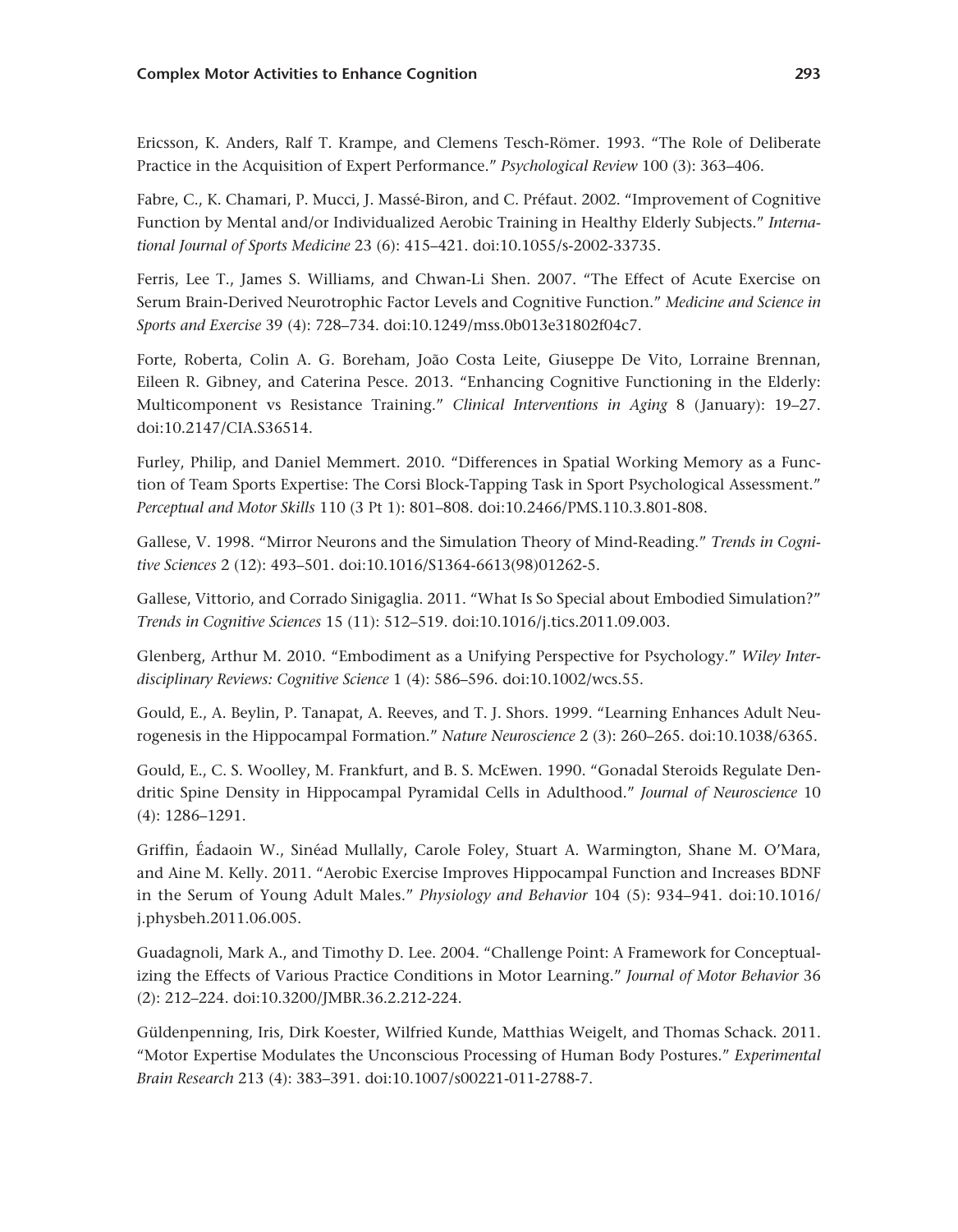Ericsson, K. Anders, Ralf T. Krampe, and Clemens Tesch-Römer. 1993. “The Role of Deliberate Practice in the Acquisition of Expert Performance.” *Psychological Review* 100 (3): 363–406.

Fabre, C., K. Chamari, P. Mucci, J. Massé-Biron, and C. Préfaut. 2002. “Improvement of Cognitive Function by Mental and/or Individualized Aerobic Training in Healthy Elderly Subjects.” *International Journal of Sports Medicine* 23 (6): 415–421. doi:10.1055/s-2002-33735.

Ferris, Lee T., James S. Williams, and Chwan-Li Shen. 2007. “The Effect of Acute Exercise on Serum Brain-Derived Neurotrophic Factor Levels and Cognitive Function.” *Medicine and Science in Sports and Exercise* 39 (4): 728–734. doi:10.1249/mss.0b013e31802f04c7.

Forte, Roberta, Colin A. G. Boreham, João Costa Leite, Giuseppe De Vito, Lorraine Brennan, Eileen R. Gibney, and Caterina Pesce. 2013. “Enhancing Cognitive Functioning in the Elderly: Multicomponent vs Resistance Training.” *Clinical Interventions in Aging* 8 (January): 19–27. doi:10.2147/CIA.S36514.

Furley, Philip, and Daniel Memmert. 2010. “Differences in Spatial Working Memory as a Function of Team Sports Expertise: The Corsi Block-Tapping Task in Sport Psychological Assessment.” *Perceptual and Motor Skills* 110 (3 Pt 1): 801–808. doi:10.2466/PMS.110.3.801-808.

Gallese, V. 1998. “Mirror Neurons and the Simulation Theory of Mind-Reading.” *Trends in Cognitive Sciences* 2 (12): 493–501. doi:10.1016/S1364-6613(98)01262-5.

Gallese, Vittorio, and Corrado Sinigaglia. 2011. “What Is So Special about Embodied Simulation?” *Trends in Cognitive Sciences* 15 (11): 512–519. doi:10.1016/j.tics.2011.09.003.

Glenberg, Arthur M. 2010. “Embodiment as a Unifying Perspective for Psychology.” *Wiley Interdisciplinary Reviews: Cognitive Science* 1 (4): 586–596. doi:10.1002/wcs.55.

Gould, E., A. Beylin, P. Tanapat, A. Reeves, and T. J. Shors. 1999. “Learning Enhances Adult Neurogenesis in the Hippocampal Formation.” *Nature Neuroscience* 2 (3): 260–265. doi:10.1038/6365.

Gould, E., C. S. Woolley, M. Frankfurt, and B. S. McEwen. 1990. “Gonadal Steroids Regulate Dendritic Spine Density in Hippocampal Pyramidal Cells in Adulthood.” *Journal of Neuroscience* 10 (4): 1286–1291.

Griffin, Éadaoin W., Sinéad Mullally, Carole Foley, Stuart A. Warmington, Shane M. O’Mara, and Aine M. Kelly. 2011. “Aerobic Exercise Improves Hippocampal Function and Increases BDNF in the Serum of Young Adult Males.” *Physiology and Behavior* 104 (5): 934–941. doi:10.1016/j.physbeh.2011.06.005.

Guadagnoli, Mark A., and Timothy D. Lee. 2004. “Challenge Point: A Framework for Conceptualizing the Effects of Various Practice Conditions in Motor Learning.” *Journal of Motor Behavior* 36 (2): 212–224. doi:10.3200/JMBR.36.2.212-224.

Güldenpenning, Iris, Dirk Koester, Wilfried Kunde, Matthias Weigelt, and Thomas Schack. 2011. “Motor Expertise Modulates the Unconscious Processing of Human Body Postures.” *Experimental Brain Research* 213 (4): 383–391. doi:10.1007/s00221-011-2788-7.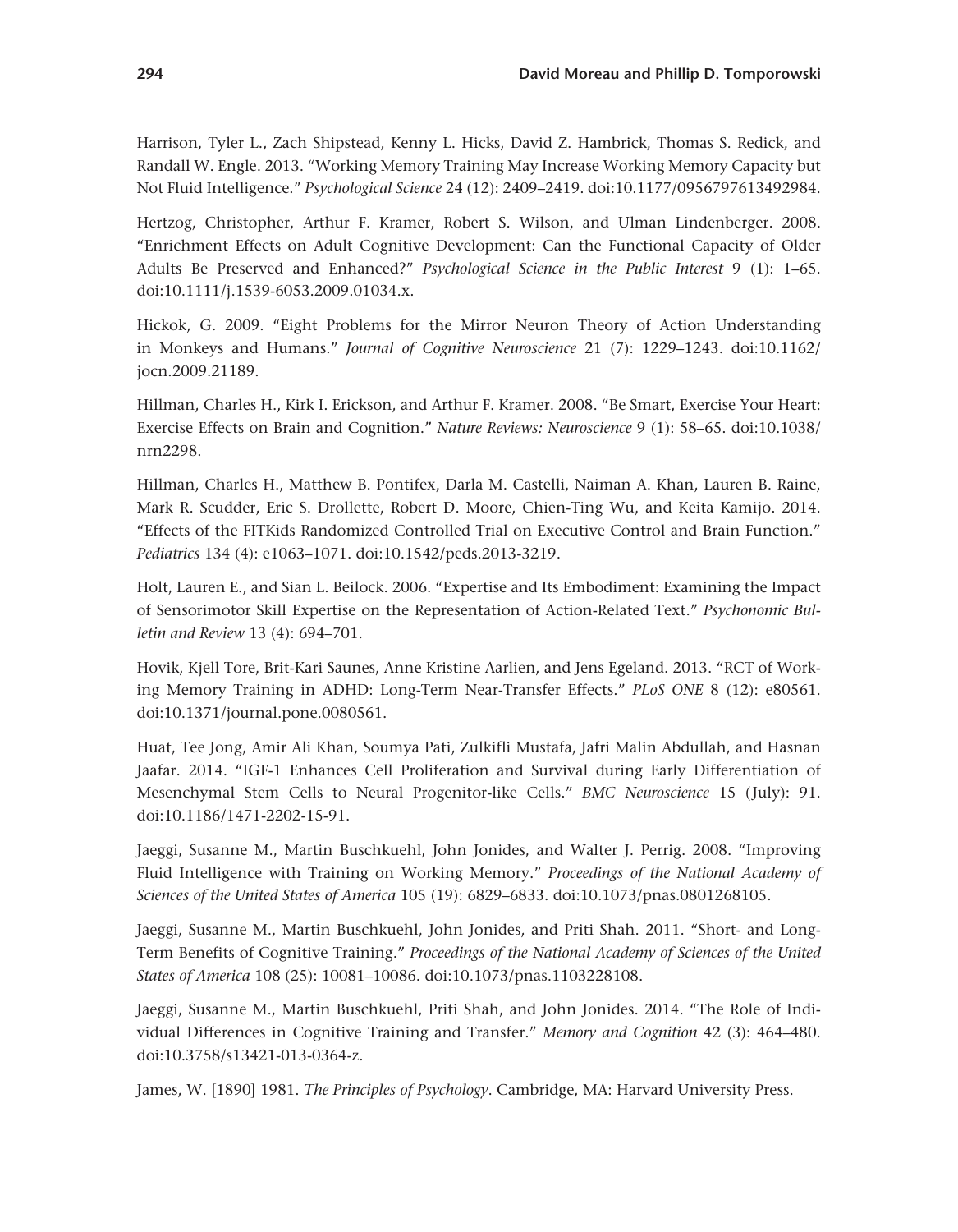Harrison, Tyler L., Zach Shipstead, Kenny L. Hicks, David Z. Hambrick, Thomas S. Redick, and Randall W. Engle. 2013. "Working Memory Training May Increase Working Memory Capacity but Not Fluid Intelligence." *Psychological Science* 24 (12): 2409–2419. doi:10.1177/0956797613492984.

Hertzog, Christopher, Arthur F. Kramer, Robert S. Wilson, and Ulman Lindenberger. 2008. "Enrichment Effects on Adult Cognitive Development: Can the Functional Capacity of Older Adults Be Preserved and Enhanced?" *Psychological Science in the Public Interest* 9 (1): 1–65. doi:10.1111/j.1539-6053.2009.01034.x.

Hickok, G. 2009. "Eight Problems for the Mirror Neuron Theory of Action Understanding in Monkeys and Humans." *Journal of Cognitive Neuroscience* 21 (7): 1229–1243. doi:10.1162/jocn.2009.21189.

Hillman, Charles H., Kirk I. Erickson, and Arthur F. Kramer. 2008. "Be Smart, Exercise Your Heart: Exercise Effects on Brain and Cognition." *Nature Reviews: Neuroscience* 9 (1): 58–65. doi:10.1038/nrn2298.

Hillman, Charles H., Matthew B. Pontifex, Darla M. Castelli, Naiman A. Khan, Lauren B. Raine, Mark R. Scudder, Eric S. Drollette, Robert D. Moore, Chien-Ting Wu, and Keita Kamijo. 2014. "Effects of the FITKids Randomized Controlled Trial on Executive Control and Brain Function." *Pediatrics* 134 (4): e1063–1071. doi:10.1542/peds.2013-3219.

Holt, Lauren E., and Sian L. Beilock. 2006. "Expertise and Its Embodiment: Examining the Impact of Sensorimotor Skill Expertise on the Representation of Action-Related Text." *Psychonomic Bulletin and Review* 13 (4): 694–701.

Hovik, Kjell Tore, Brit-Kari Saunes, Anne Kristine Aarlien, and Jens Egeland. 2013. "RCT of Working Memory Training in ADHD: Long-Term Near-Transfer Effects." *PLoS ONE* 8 (12): e80561. doi:10.1371/journal.pone.0080561.

Huat, Tee Jong, Amir Ali Khan, Soumya Pati, Zulkifli Mustafa, Jafri Malin Abdullah, and Hasnan Jaafar. 2014. "IGF-1 Enhances Cell Proliferation and Survival during Early Differentiation of Mesenchymal Stem Cells to Neural Progenitor-like Cells." *BMC Neuroscience* 15 (July): 91. doi:10.1186/1471-2202-15-91.

Jaeggi, Susanne M., Martin Buschkuehl, John Jonides, and Walter J. Perrig. 2008. "Improving Fluid Intelligence with Training on Working Memory." *Proceedings of the National Academy of Sciences of the United States of America* 105 (19): 6829–6833. doi:10.1073/pnas.0801268105.

Jaeggi, Susanne M., Martin Buschkuehl, John Jonides, and Priti Shah. 2011. "Short- and Long-Term Benefits of Cognitive Training." *Proceedings of the National Academy of Sciences of the United States of America* 108 (25): 10081–10086. doi:10.1073/pnas.1103228108.

Jaeggi, Susanne M., Martin Buschkuehl, Priti Shah, and John Jonides. 2014. "The Role of Individual Differences in Cognitive Training and Transfer." *Memory and Cognition* 42 (3): 464–480. doi:10.3758/s13421-013-0364-z.

James, W. [1890] 1981. *The Principles of Psychology*. Cambridge, MA: Harvard University Press.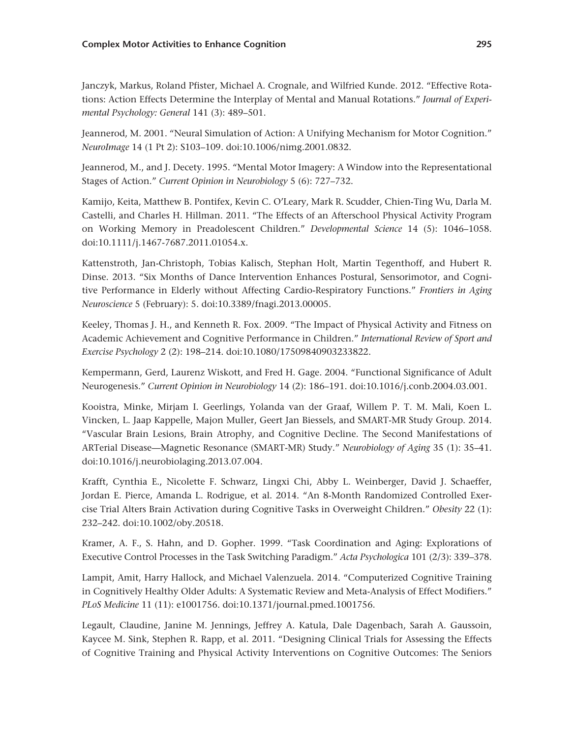Janczyk, Markus, Roland Pfister, Michael A. Crognale, and Wilfried Kunde. 2012. "Effective Rotations: Action Effects Determine the Interplay of Mental and Manual Rotations." *Journal of Experimental Psychology: General* 141 (3): 489–501.

Jeannerod, M. 2001. "Neural Simulation of Action: A Unifying Mechanism for Motor Cognition." *NeuroImage* 14 (1 Pt 2): S103–109. doi:10.1006/nimg.2001.0832.

Jeannerod, M., and J. Decety. 1995. "Mental Motor Imagery: A Window into the Representational Stages of Action." *Current Opinion in Neurobiology* 5 (6): 727–732.

Kamijo, Keita, Matthew B. Pontifex, Kevin C. O'Leary, Mark R. Scudder, Chien-Ting Wu, Darla M. Castelli, and Charles H. Hillman. 2011. "The Effects of an Afterschool Physical Activity Program on Working Memory in Preadolescent Children." *Developmental Science* 14 (5): 1046–1058. doi:10.1111/j.1467-7687.2011.01054.x.

Kattenstroth, Jan-Christoph, Tobias Kalisch, Stephan Holt, Martin Tegenthoff, and Hubert R. Dinse. 2013. "Six Months of Dance Intervention Enhances Postural, Sensorimotor, and Cognitive Performance in Elderly without Affecting Cardio-Respiratory Functions." *Frontiers in Aging Neuroscience* 5 (February): 5. doi:10.3389/fnagi.2013.00005.

Keeley, Thomas J. H., and Kenneth R. Fox. 2009. "The Impact of Physical Activity and Fitness on Academic Achievement and Cognitive Performance in Children." *International Review of Sport and Exercise Psychology* 2 (2): 198–214. doi:10.1080/17509840903233822.

Kempermann, Gerd, Laurenz Wiskott, and Fred H. Gage. 2004. "Functional Significance of Adult Neurogenesis." *Current Opinion in Neurobiology* 14 (2): 186–191. doi:10.1016/j.conb.2004.03.001.

Kooistra, Minke, Mirjam I. Geerlings, Yolanda van der Graaf, Willem P. T. M. Mali, Koen L. Vincken, L. Jaap Kappelle, Majon Muller, Geert Jan Biessels, and SMART-MR Study Group. 2014. "Vascular Brain Lesions, Brain Atrophy, and Cognitive Decline. The Second Manifestations of ARTerial Disease—Magnetic Resonance (SMART-MR) Study." *Neurobiology of Aging* 35 (1): 35–41. doi:10.1016/j.neurobiolaging.2013.07.004.

Krafft, Cynthia E., Nicolette F. Schwarz, Lingxi Chi, Abby L. Weinberger, David J. Schaeffer, Jordan E. Pierce, Amanda L. Rodrigue, et al. 2014. "An 8-Month Randomized Controlled Exercise Trial Alters Brain Activation during Cognitive Tasks in Overweight Children." *Obesity* 22 (1): 232–242. doi:10.1002/oby.20518.

Kramer, A. F., S. Hahn, and D. Gopher. 1999. "Task Coordination and Aging: Explorations of Executive Control Processes in the Task Switching Paradigm." *Acta Psychologica* 101 (2/3): 339–378.

Lampit, Amit, Harry Hallock, and Michael Valenzuela. 2014. "Computerized Cognitive Training in Cognitively Healthy Older Adults: A Systematic Review and Meta-Analysis of Effect Modifiers." *PLoS Medicine* 11 (11): e1001756. doi:10.1371/journal.pmed.1001756.

Legault, Claudine, Janine M. Jennings, Jeffrey A. Katula, Dale Dagenbach, Sarah A. Gaussoin, Kaycee M. Sink, Stephen R. Rapp, et al. 2011. "Designing Clinical Trials for Assessing the Effects of Cognitive Training and Physical Activity Interventions on Cognitive Outcomes: The Seniors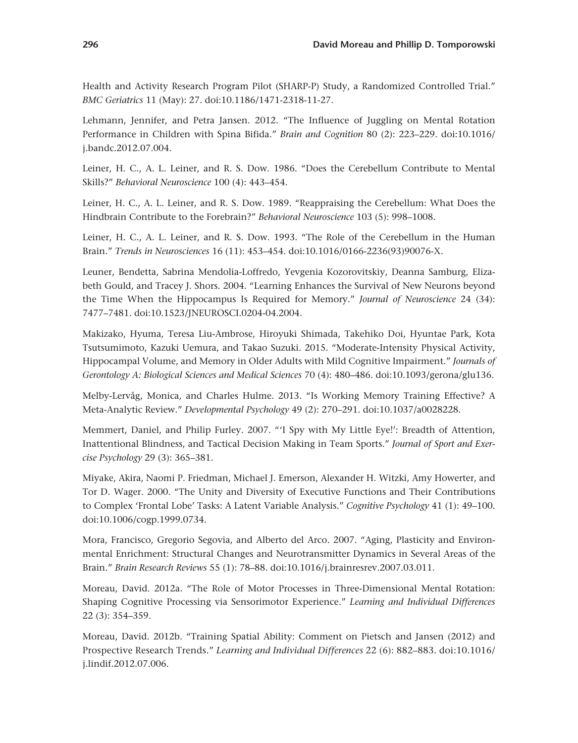Health and Activity Research Program Pilot (SHARP-P) Study, a Randomized Controlled Trial." *BMC Geriatrics* 11 (May): 27. doi:10.1186/1471-2318-11-27.

Lehmann, Jennifer, and Petra Jansen. 2012. "The Influence of Juggling on Mental Rotation Performance in Children with Spina Bifida." *Brain and Cognition* 80 (2): 223–229. doi:10.1016/j.bandc.2012.07.004.

Leiner, H. C., A. L. Leiner, and R. S. Dow. 1986. "Does the Cerebellum Contribute to Mental Skills?" *Behavioral Neuroscience* 100 (4): 443–454.

Leiner, H. C., A. L. Leiner, and R. S. Dow. 1989. "Reappraising the Cerebellum: What Does the Hindbrain Contribute to the Forebrain?" *Behavioral Neuroscience* 103 (5): 998–1008.

Leiner, H. C., A. L. Leiner, and R. S. Dow. 1993. "The Role of the Cerebellum in the Human Brain." *Trends in Neurosciences* 16 (11): 453–454. doi:10.1016/0166-2236(93)90076-X.

Leuner, Bendetta, Sabrina Mendolia-Loffredo, Yevgenia Kozorovitskiy, Deanna Samburg, Elizabeth Gould, and Tracey J. Shors. 2004. "Learning Enhances the Survival of New Neurons beyond the Time When the Hippocampus Is Required for Memory." *Journal of Neuroscience* 24 (34): 7477–7481. doi:10.1523/JNEUROSCI.0204-04.2004.

Makizako, Hyuma, Teresa Liu-Ambrose, Hiroyuki Shimada, Takehiko Doi, Hyuntae Park, Kota Tsutsumimoto, Kazuki Uemura, and Takao Suzuki. 2015. "Moderate-Intensity Physical Activity, Hippocampal Volume, and Memory in Older Adults with Mild Cognitive Impairment." *Journals of Gerontology A: Biological Sciences and Medical Sciences* 70 (4): 480–486. doi:10.1093/gerona/glu136.

Melby-Lervåg, Monica, and Charles Hulme. 2013. "Is Working Memory Training Effective? A Meta-Analytic Review." *Developmental Psychology* 49 (2): 270–291. doi:10.1037/a0028228.

Memmert, Daniel, and Philip Furley. 2007. "'I Spy with My Little Eye!': Breadth of Attention, Inattentional Blindness, and Tactical Decision Making in Team Sports." *Journal of Sport and Exercise Psychology* 29 (3): 365–381.

Miyake, Akira, Naomi P. Friedman, Michael J. Emerson, Alexander H. Witzki, Amy Howerter, and Tor D. Wager. 2000. "The Unity and Diversity of Executive Functions and Their Contributions to Complex 'Frontal Lobe' Tasks: A Latent Variable Analysis." *Cognitive Psychology* 41 (1): 49–100. doi:10.1006/cogp.1999.0734.

Mora, Francisco, Gregorio Segovia, and Alberto del Arco. 2007. "Aging, Plasticity and Environmental Enrichment: Structural Changes and Neurotransmitter Dynamics in Several Areas of the Brain." *Brain Research Reviews* 55 (1): 78–88. doi:10.1016/j.brainresrev.2007.03.011.

Moreau, David. 2012a. "The Role of Motor Processes in Three-Dimensional Mental Rotation: Shaping Cognitive Processing via Sensorimotor Experience." *Learning and Individual Differences* 22 (3): 354–359.

Moreau, David. 2012b. "Training Spatial Ability: Comment on Pietsch and Jansen (2012) and Prospective Research Trends." *Learning and Individual Differences* 22 (6): 882–883. doi:10.1016/j.lindif.2012.07.006.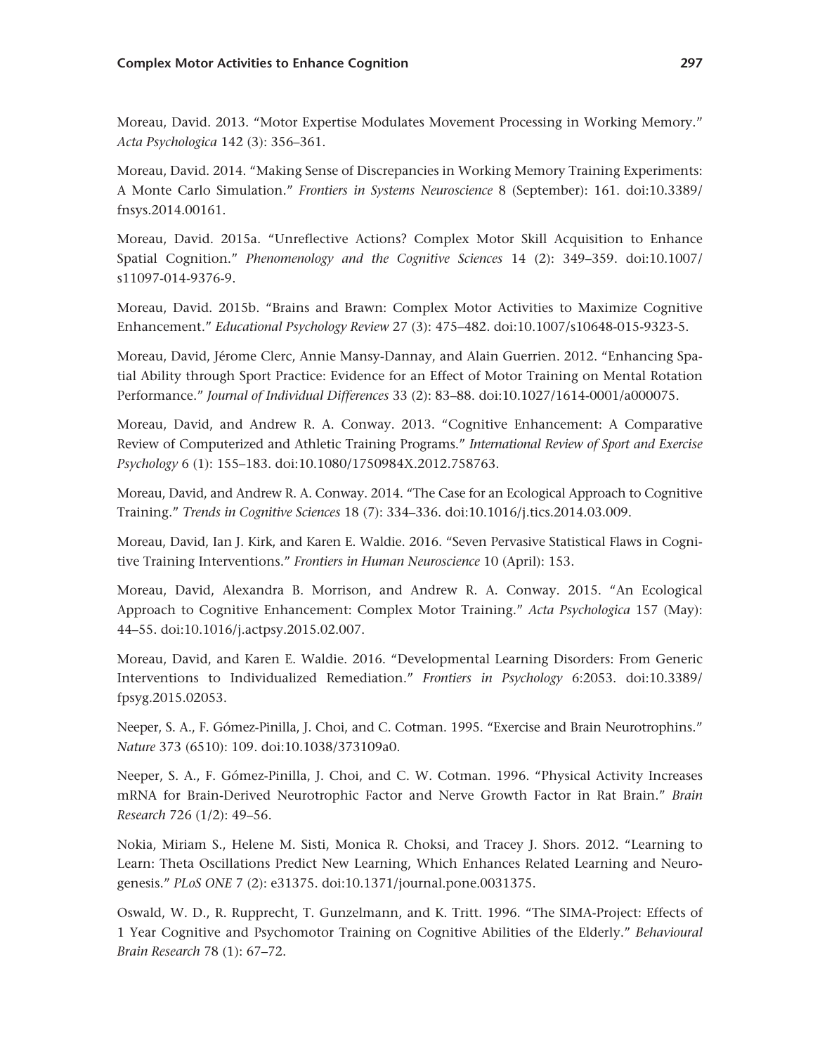Moreau, David. 2013. “Motor Expertise Modulates Movement Processing in Working Memory.” *Acta Psychologica* 142 (3): 356–361.

Moreau, David. 2014. “Making Sense of Discrepancies in Working Memory Training Experiments: A Monte Carlo Simulation.” *Frontiers in Systems Neuroscience* 8 (September): 161. doi:10.3389/fnsys.2014.00161.

Moreau, David. 2015a. “Unreflective Actions? Complex Motor Skill Acquisition to Enhance Spatial Cognition.” *Phenomenology and the Cognitive Sciences* 14 (2): 349–359. doi:10.1007/s11097-014-9376-9.

Moreau, David. 2015b. “Brains and Brawn: Complex Motor Activities to Maximize Cognitive Enhancement.” *Educational Psychology Review* 27 (3): 475–482. doi:10.1007/s10648-015-9323-5.

Moreau, David, Jérome Clerc, Annie Mansy-Dannay, and Alain Guerrien. 2012. “Enhancing Spatial Ability through Sport Practice: Evidence for an Effect of Motor Training on Mental Rotation Performance.” *Journal of Individual Differences* 33 (2): 83–88. doi:10.1027/1614-0001/a000075.

Moreau, David, and Andrew R. A. Conway. 2013. “Cognitive Enhancement: A Comparative Review of Computerized and Athletic Training Programs.” *International Review of Sport and Exercise Psychology* 6 (1): 155–183. doi:10.1080/1750984X.2012.758763.

Moreau, David, and Andrew R. A. Conway. 2014. “The Case for an Ecological Approach to Cognitive Training.” *Trends in Cognitive Sciences* 18 (7): 334–336. doi:10.1016/j.tics.2014.03.009.

Moreau, David, Ian J. Kirk, and Karen E. Waldie. 2016. “Seven Pervasive Statistical Flaws in Cognitive Training Interventions.” *Frontiers in Human Neuroscience* 10 (April): 153.

Moreau, David, Alexandra B. Morrison, and Andrew R. A. Conway. 2015. “An Ecological Approach to Cognitive Enhancement: Complex Motor Training.” *Acta Psychologica* 157 (May): 44–55. doi:10.1016/j.actpsy.2015.02.007.

Moreau, David, and Karen E. Waldie. 2016. “Developmental Learning Disorders: From Generic Interventions to Individualized Remediation.” *Frontiers in Psychology* 6:2053. doi:10.3389/fpsyg.2015.02053.

Neeper, S. A., F. Gómez-Pinilla, J. Choi, and C. Cotman. 1995. “Exercise and Brain Neurotrophins.” *Nature* 373 (6510): 109. doi:10.1038/373109a0.

Neeper, S. A., F. Gómez-Pinilla, J. Choi, and C. W. Cotman. 1996. “Physical Activity Increases mRNA for Brain-Derived Neurotrophic Factor and Nerve Growth Factor in Rat Brain.” *Brain Research* 726 (1/2): 49–56.

Nokia, Miriam S., Helene M. Sisti, Monica R. Choksi, and Tracey J. Shors. 2012. “Learning to Learn: Theta Oscillations Predict New Learning, Which Enhances Related Learning and Neurogenesis.” *PLoS ONE* 7 (2): e31375. doi:10.1371/journal.pone.0031375.

Oswald, W. D., R. Rupprecht, T. Gunzelmann, and K. Tritt. 1996. “The SIMA-Project: Effects of 1 Year Cognitive and Psychomotor Training on Cognitive Abilities of the Elderly.” *Behavioural Brain Research* 78 (1): 67–72.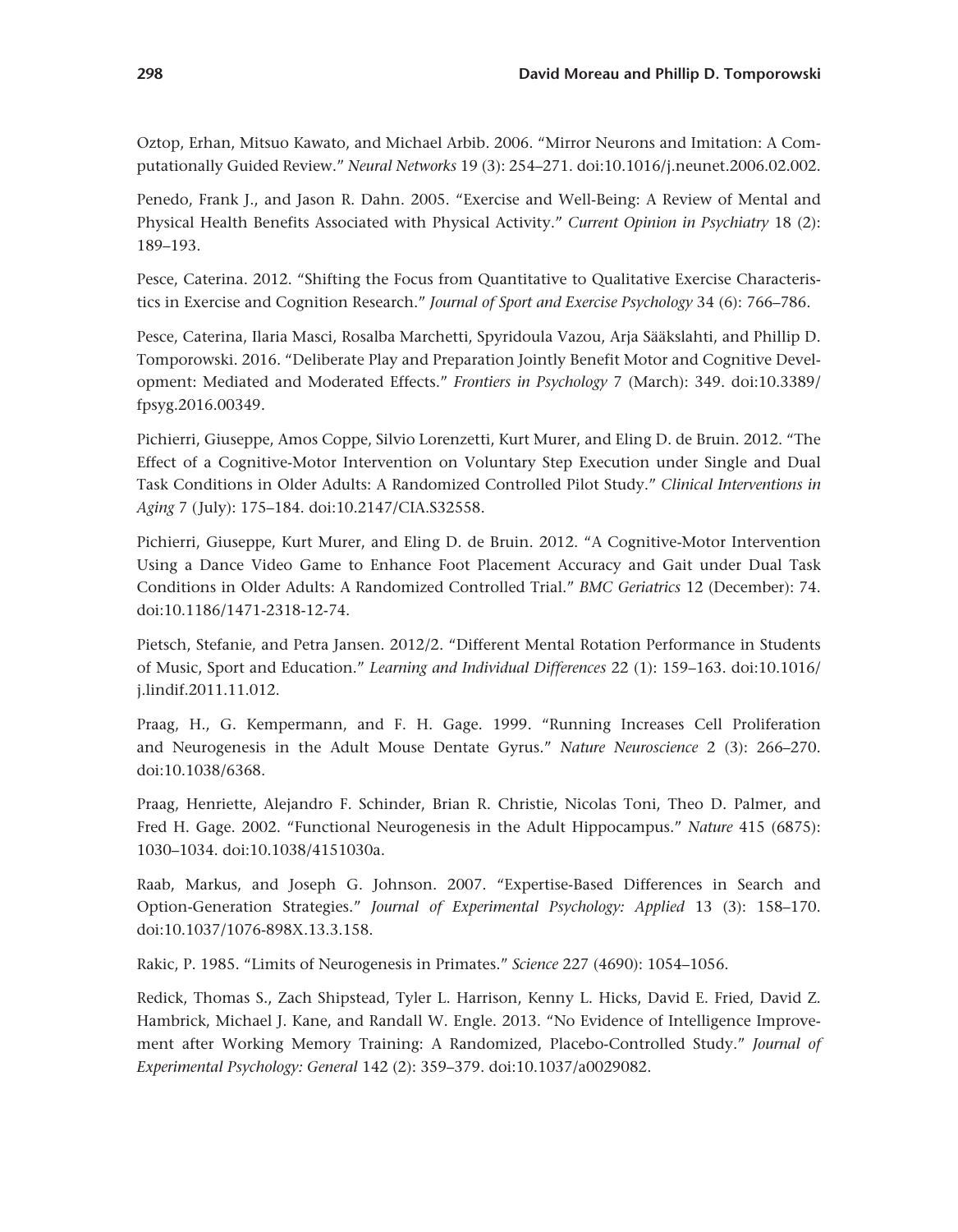Oztop, Erhan, Mitsuo Kawato, and Michael Arbib. 2006. "Mirror Neurons and Imitation: A Computationally Guided Review." *Neural Networks* 19 (3): 254–271. doi:10.1016/j.neunet.2006.02.002.

Penedo, Frank J., and Jason R. Dahn. 2005. "Exercise and Well-Being: A Review of Mental and Physical Health Benefits Associated with Physical Activity." *Current Opinion in Psychiatry* 18 (2): 189–193.

Pesce, Caterina. 2012. "Shifting the Focus from Quantitative to Qualitative Exercise Characteristics in Exercise and Cognition Research." *Journal of Sport and Exercise Psychology* 34 (6): 766–786.

Pesce, Caterina, Ilaria Masci, Rosalba Marchetti, Spyridoula Vazou, Arja Sääkslahti, and Phillip D. Tomporowski. 2016. "Deliberate Play and Preparation Jointly Benefit Motor and Cognitive Development: Mediated and Moderated Effects." *Frontiers in Psychology* 7 (March): 349. doi:10.3389/fpsyg.2016.00349.

Pichierri, Giuseppe, Amos Coppe, Silvio Lorenzetti, Kurt Murer, and Eling D. de Bruin. 2012. "The Effect of a Cognitive-Motor Intervention on Voluntary Step Execution under Single and Dual Task Conditions in Older Adults: A Randomized Controlled Pilot Study." *Clinical Interventions in Aging* 7 (July): 175–184. doi:10.2147/CIA.S32558.

Pichierri, Giuseppe, Kurt Murer, and Eling D. de Bruin. 2012. "A Cognitive-Motor Intervention Using a Dance Video Game to Enhance Foot Placement Accuracy and Gait under Dual Task Conditions in Older Adults: A Randomized Controlled Trial." *BMC Geriatrics* 12 (December): 74. doi:10.1186/1471-2318-12-74.

Pietsch, Stefanie, and Petra Jansen. 2012/2. "Different Mental Rotation Performance in Students of Music, Sport and Education." *Learning and Individual Differences* 22 (1): 159–163. doi:10.1016/j.lindif.2011.11.012.

Praag, H., G. Kempermann, and F. H. Gage. 1999. "Running Increases Cell Proliferation and Neurogenesis in the Adult Mouse Dentate Gyrus." *Nature Neuroscience* 2 (3): 266–270. doi:10.1038/6368.

Praag, Henriette, Alejandro F. Schinder, Brian R. Christie, Nicolas Toni, Theo D. Palmer, and Fred H. Gage. 2002. "Functional Neurogenesis in the Adult Hippocampus." *Nature* 415 (6875): 1030–1034. doi:10.1038/4151030a.

Raab, Markus, and Joseph G. Johnson. 2007. "Expertise-Based Differences in Search and Option-Generation Strategies." *Journal of Experimental Psychology: Applied* 13 (3): 158–170. doi:10.1037/1076-898X.13.3.158.

Rakic, P. 1985. "Limits of Neurogenesis in Primates." *Science* 227 (4690): 1054–1056.

Redick, Thomas S., Zach Shipstead, Tyler L. Harrison, Kenny L. Hicks, David E. Fried, David Z. Hambrick, Michael J. Kane, and Randall W. Engle. 2013. "No Evidence of Intelligence Improvement after Working Memory Training: A Randomized, Placebo-Controlled Study." *Journal of Experimental Psychology: General* 142 (2): 359–379. doi:10.1037/a0029082.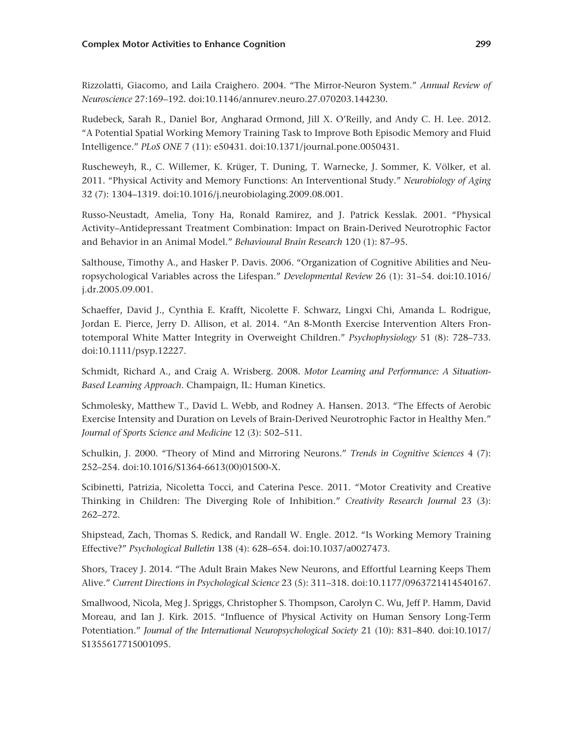Rizzolatti, Giacomo, and Laila Craighero. 2004. "The Mirror-Neuron System." *Annual Review of Neuroscience* 27:169–192. doi:10.1146/annurev.neuro.27.070203.144230.

Rudebeck, Sarah R., Daniel Bor, Angharad Ormond, Jill X. O'Reilly, and Andy C. H. Lee. 2012. "A Potential Spatial Working Memory Training Task to Improve Both Episodic Memory and Fluid Intelligence." *PLoS ONE* 7 (11): e50431. doi:10.1371/journal.pone.0050431.

Ruscheweyh, R., C. Willemer, K. Krüger, T. Duning, T. Warnecke, J. Sommer, K. Völker, et al. 2011. "Physical Activity and Memory Functions: An Interventional Study." *Neurobiology of Aging* 32 (7): 1304–1319. doi:10.1016/j.neurobiolaging.2009.08.001.

Russo-Neustadt, Amelia, Tony Ha, Ronald Ramirez, and J. Patrick Kesslak. 2001. "Physical Activity–Antidepressant Treatment Combination: Impact on Brain-Derived Neurotrophic Factor and Behavior in an Animal Model." *Behavioural Brain Research* 120 (1): 87–95.

Salthouse, Timothy A., and Hasker P. Davis. 2006. "Organization of Cognitive Abilities and Neuropsychological Variables across the Lifespan." *Developmental Review* 26 (1): 31–54. doi:10.1016/j.dr.2005.09.001.

Schaeffer, David J., Cynthia E. Krafft, Nicolette F. Schwarz, Lingxi Chi, Amanda L. Rodrigue, Jordan E. Pierce, Jerry D. Allison, et al. 2014. "An 8-Month Exercise Intervention Alters Frontotemporal White Matter Integrity in Overweight Children." *Psychophysiology* 51 (8): 728–733. doi:10.1111/psyp.12227.

Schmidt, Richard A., and Craig A. Wrisberg. 2008. *Motor Learning and Performance: A Situation-Based Learning Approach*. Champaign, IL: Human Kinetics.

Schmolesky, Matthew T., David L. Webb, and Rodney A. Hansen. 2013. "The Effects of Aerobic Exercise Intensity and Duration on Levels of Brain-Derived Neurotrophic Factor in Healthy Men." *Journal of Sports Science and Medicine* 12 (3): 502–511.

Schulkin, J. 2000. "Theory of Mind and Mirroring Neurons." *Trends in Cognitive Sciences* 4 (7): 252–254. doi:10.1016/S1364-6613(00)01500-X.

Scibinetti, Patrizia, Nicoletta Tocci, and Caterina Pesce. 2011. "Motor Creativity and Creative Thinking in Children: The Diverging Role of Inhibition." *Creativity Research Journal* 23 (3): 262–272.

Shipstead, Zach, Thomas S. Redick, and Randall W. Engle. 2012. "Is Working Memory Training Effective?" *Psychological Bulletin* 138 (4): 628–654. doi:10.1037/a0027473.

Shors, Tracey J. 2014. "The Adult Brain Makes New Neurons, and Effortful Learning Keeps Them Alive." *Current Directions in Psychological Science* 23 (5): 311–318. doi:10.1177/0963721414540167.

Smallwood, Nicola, Meg J. Spriggs, Christopher S. Thompson, Carolyn C. Wu, Jeff P. Hamm, David Moreau, and Ian J. Kirk. 2015. "Influence of Physical Activity on Human Sensory Long-Term Potentiation." *Journal of the International Neuropsychological Society* 21 (10): 831–840. doi:10.1017/S1355617715001095.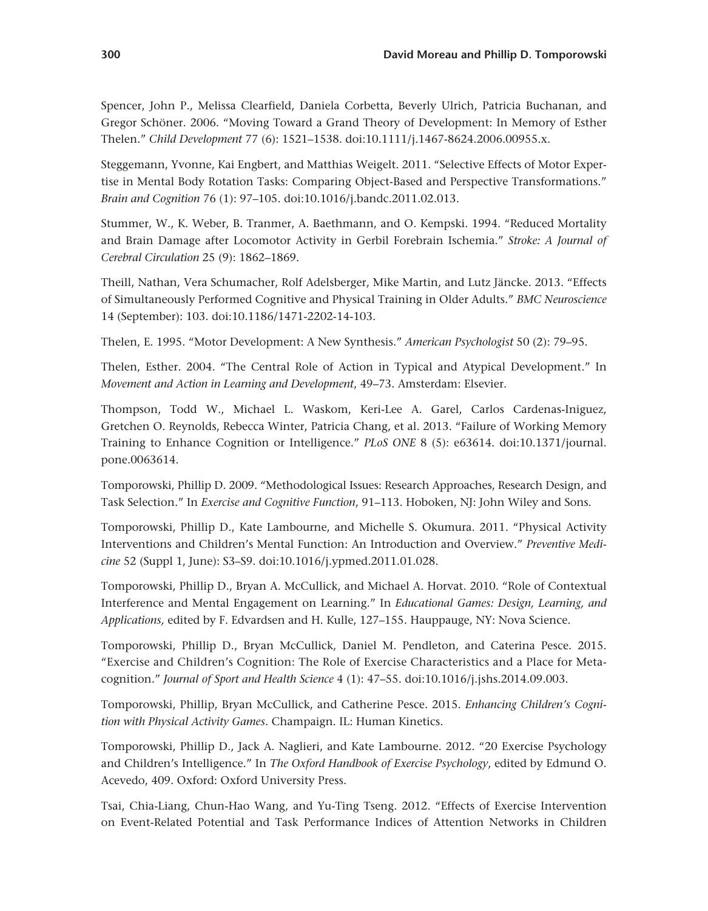Spencer, John P., Melissa Clearfield, Daniela Corbetta, Beverly Ulrich, Patricia Buchanan, and Gregor Schöner. 2006. "Moving Toward a Grand Theory of Development: In Memory of Esther Thelen." *Child Development* 77 (6): 1521–1538. doi:10.1111/j.1467-8624.2006.00955.x.

Steggemann, Yvonne, Kai Engbert, and Matthias Weigelt. 2011. "Selective Effects of Motor Expertise in Mental Body Rotation Tasks: Comparing Object-Based and Perspective Transformations." *Brain and Cognition* 76 (1): 97–105. doi:10.1016/j.bandc.2011.02.013.

Stummer, W., K. Weber, B. Tranmer, A. Baethmann, and O. Kempski. 1994. "Reduced Mortality and Brain Damage after Locomotor Activity in Gerbil Forebrain Ischemia." *Stroke: A Journal of Cerebral Circulation* 25 (9): 1862–1869.

Theill, Nathan, Vera Schumacher, Rolf Adelsberger, Mike Martin, and Lutz Jäncke. 2013. "Effects of Simultaneously Performed Cognitive and Physical Training in Older Adults." *BMC Neuroscience* 14 (September): 103. doi:10.1186/1471-2202-14-103.

Thelen, E. 1995. "Motor Development: A New Synthesis." *American Psychologist* 50 (2): 79–95.

Thelen, Esther. 2004. "The Central Role of Action in Typical and Atypical Development." In *Movement and Action in Learning and Development*, 49–73. Amsterdam: Elsevier.

Thompson, Todd W., Michael L. Waskom, Keri-Lee A. Garel, Carlos Cardenas-Iniguez, Gretchen O. Reynolds, Rebecca Winter, Patricia Chang, et al. 2013. "Failure of Working Memory Training to Enhance Cognition or Intelligence." *PLoS ONE* 8 (5): e63614. doi:10.1371/journal.pone.0063614.

Tomporowski, Phillip D. 2009. "Methodological Issues: Research Approaches, Research Design, and Task Selection." In *Exercise and Cognitive Function*, 91–113. Hoboken, NJ: John Wiley and Sons.

Tomporowski, Phillip D., Kate Lambourne, and Michelle S. Okumura. 2011. "Physical Activity Interventions and Children's Mental Function: An Introduction and Overview." *Preventive Medicine* 52 (Suppl 1, June): S3–S9. doi:10.1016/j.ypmed.2011.01.028.

Tomporowski, Phillip D., Bryan A. McCullick, and Michael A. Horvat. 2010. "Role of Contextual Interference and Mental Engagement on Learning." In *Educational Games: Design, Learning, and Applications,* edited by F. Edvardsen and H. Kulle, 127–155. Hauppauge, NY: Nova Science.

Tomporowski, Phillip D., Bryan McCullick, Daniel M. Pendleton, and Caterina Pesce. 2015. "Exercise and Children's Cognition: The Role of Exercise Characteristics and a Place for Metacognition." *Journal of Sport and Health Science* 4 (1): 47–55. doi:10.1016/j.jshs.2014.09.003.

Tomporowski, Phillip, Bryan McCullick, and Catherine Pesce. 2015. *Enhancing Children's Cognition with Physical Activity Games*. Champaign. IL: Human Kinetics.

Tomporowski, Phillip D., Jack A. Naglieri, and Kate Lambourne. 2012. "20 Exercise Psychology and Children's Intelligence." In *The Oxford Handbook of Exercise Psychology*, edited by Edmund O. Acevedo, 409. Oxford: Oxford University Press.

Tsai, Chia-Liang, Chun-Hao Wang, and Yu-Ting Tseng. 2012. "Effects of Exercise Intervention on Event-Related Potential and Task Performance Indices of Attention Networks in Children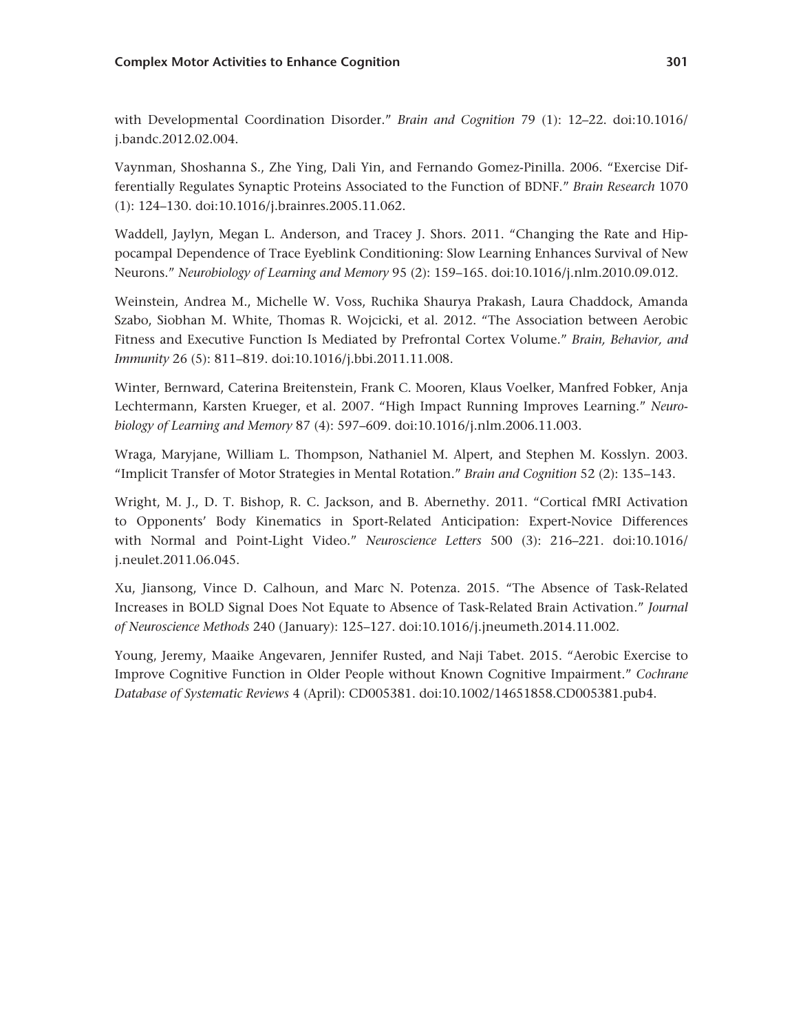with Developmental Coordination Disorder." *Brain and Cognition* 79 (1): 12–22. doi:10.1016/j.bandc.2012.02.004.

Vaynman, Shoshanna S., Zhe Ying, Dali Yin, and Fernando Gomez-Pinilla. 2006. "Exercise Differentially Regulates Synaptic Proteins Associated to the Function of BDNF." *Brain Research* 1070 (1): 124–130. doi:10.1016/j.brainres.2005.11.062.

Waddell, Jaylyn, Megan L. Anderson, and Tracey J. Shors. 2011. "Changing the Rate and Hippocampal Dependence of Trace Eyeblink Conditioning: Slow Learning Enhances Survival of New Neurons." *Neurobiology of Learning and Memory* 95 (2): 159–165. doi:10.1016/j.nlm.2010.09.012.

Weinstein, Andrea M., Michelle W. Voss, Ruchika Shaurya Prakash, Laura Chaddock, Amanda Szabo, Siobhan M. White, Thomas R. Wojcicki, et al. 2012. "The Association between Aerobic Fitness and Executive Function Is Mediated by Prefrontal Cortex Volume." *Brain, Behavior, and Immunity* 26 (5): 811–819. doi:10.1016/j.bbi.2011.11.008.

Winter, Bernward, Caterina Breitenstein, Frank C. Mooren, Klaus Voelker, Manfred Fobker, Anja Lechtermann, Karsten Krueger, et al. 2007. "High Impact Running Improves Learning." *Neurobiology of Learning and Memory* 87 (4): 597–609. doi:10.1016/j.nlm.2006.11.003.

Wraga, Maryjane, William L. Thompson, Nathaniel M. Alpert, and Stephen M. Kosslyn. 2003. "Implicit Transfer of Motor Strategies in Mental Rotation." *Brain and Cognition* 52 (2): 135–143.

Wright, M. J., D. T. Bishop, R. C. Jackson, and B. Abernethy. 2011. "Cortical fMRI Activation to Opponents' Body Kinematics in Sport-Related Anticipation: Expert-Novice Differences with Normal and Point-Light Video." *Neuroscience Letters* 500 (3): 216–221. doi:10.1016/j.neulet.2011.06.045.

Xu, Jiansong, Vince D. Calhoun, and Marc N. Potenza. 2015. "The Absence of Task-Related Increases in BOLD Signal Does Not Equate to Absence of Task-Related Brain Activation." *Journal of Neuroscience Methods* 240 (January): 125–127. doi:10.1016/j.jneumeth.2014.11.002.

Young, Jeremy, Maaike Angevaren, Jennifer Rusted, and Naji Tabet. 2015. "Aerobic Exercise to Improve Cognitive Function in Older People without Known Cognitive Impairment." *Cochrane Database of Systematic Reviews* 4 (April): CD005381. doi:10.1002/14651858.CD005381.pub4.